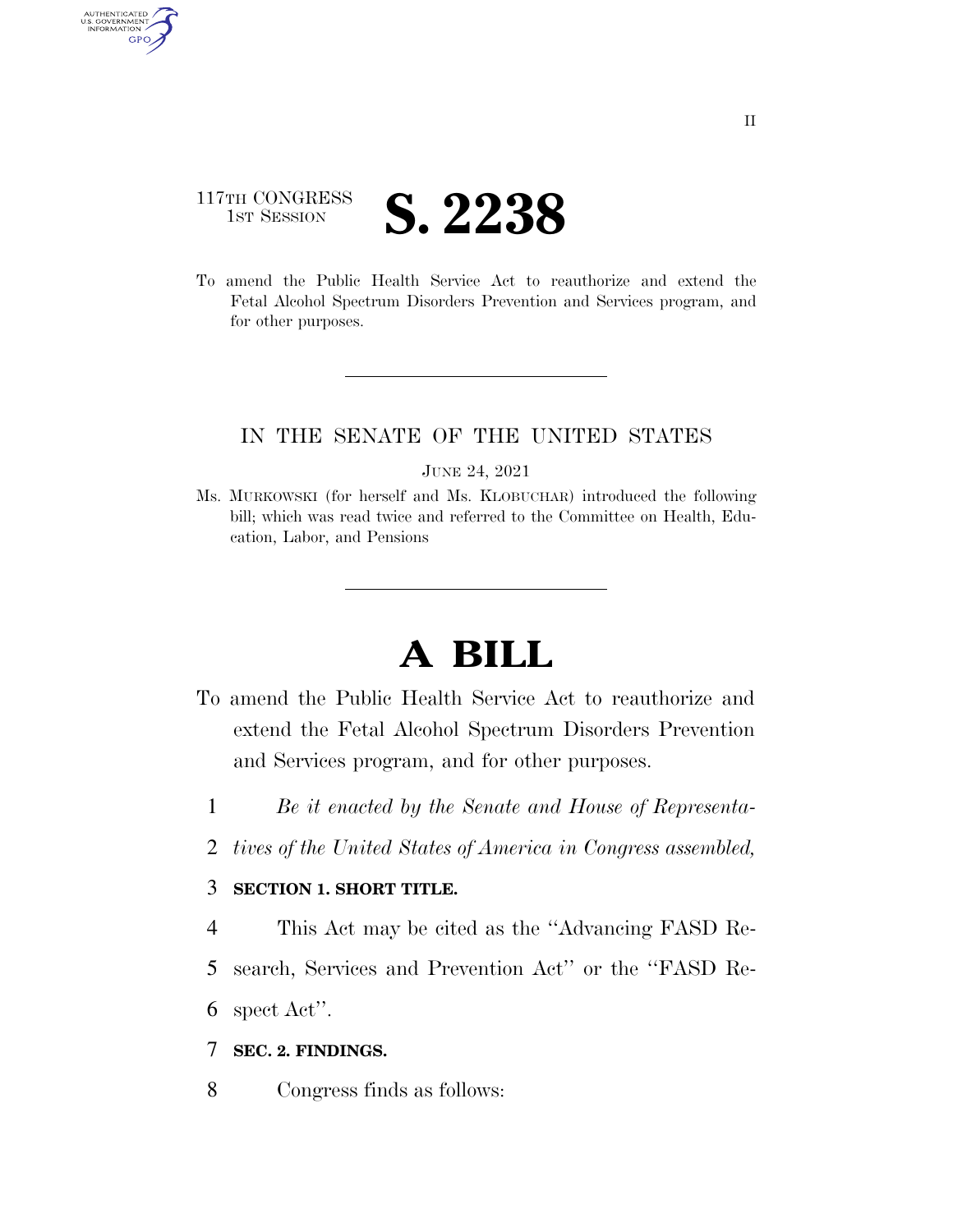117TH CONGRESS
1ST SESSION

# S. 2238

To amend the Public Health Service Act to reauthorize and extend the Fetal Alcohol Spectrum Disorders Prevention and Services program, and for other purposes.

IN THE SENATE OF THE UNITED STATES

JUNE 24, 2021

Ms. MURKOWSKI (for herself and Ms. KLOBUCHAR) introduced the following bill; which was read twice and referred to the Committee on Health, Education, Labor, and Pensions

# A BILL

To amend the Public Health Service Act to reauthorize and extend the Fetal Alcohol Spectrum Disorders Prevention and Services program, and for other purposes.

1 *Be it enacted by the Senate and House of Representa-*
2 *tives of the United States of America in Congress assembled,*

3 **SECTION 1. SHORT TITLE.**

4 This Act may be cited as the ''Advancing FASD Re-
5 search, Services and Prevention Act'' or the ''FASD Re-
6 spect Act''.

7 **SEC. 2. FINDINGS.**

8 Congress finds as follows: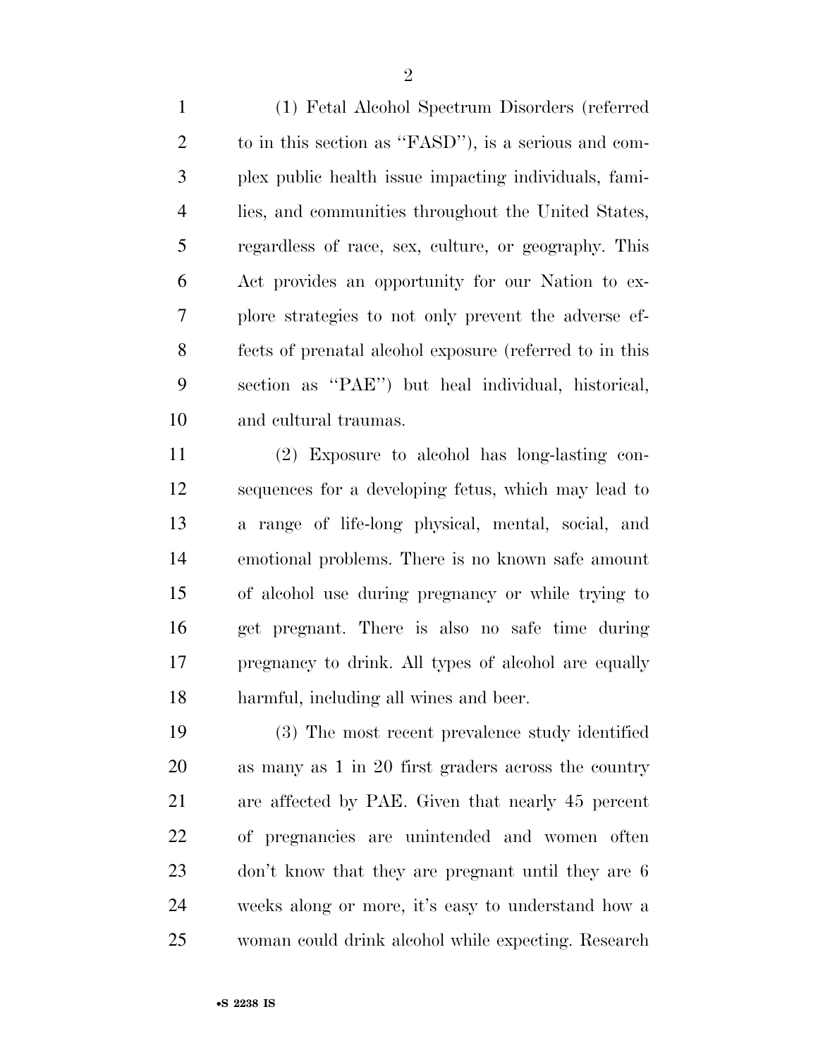(1) Fetal Alcohol Spectrum Disorders (referred to in this section as "FASD"), is a serious and complex public health issue impacting individuals, families, and communities throughout the United States, regardless of race, sex, culture, or geography. This Act provides an opportunity for our Nation to explore strategies to not only prevent the adverse effects of prenatal alcohol exposure (referred to in this section as "PAE") but heal individual, historical, and cultural traumas.

(2) Exposure to alcohol has long-lasting consequences for a developing fetus, which may lead to a range of life-long physical, mental, social, and emotional problems. There is no known safe amount of alcohol use during pregnancy or while trying to get pregnant. There is also no safe time during pregnancy to drink. All types of alcohol are equally harmful, including all wines and beer.

(3) The most recent prevalence study identified as many as 1 in 20 first graders across the country are affected by PAE. Given that nearly 45 percent of pregnancies are unintended and women often don't know that they are pregnant until they are 6 weeks along or more, it's easy to understand how a woman could drink alcohol while expecting. Research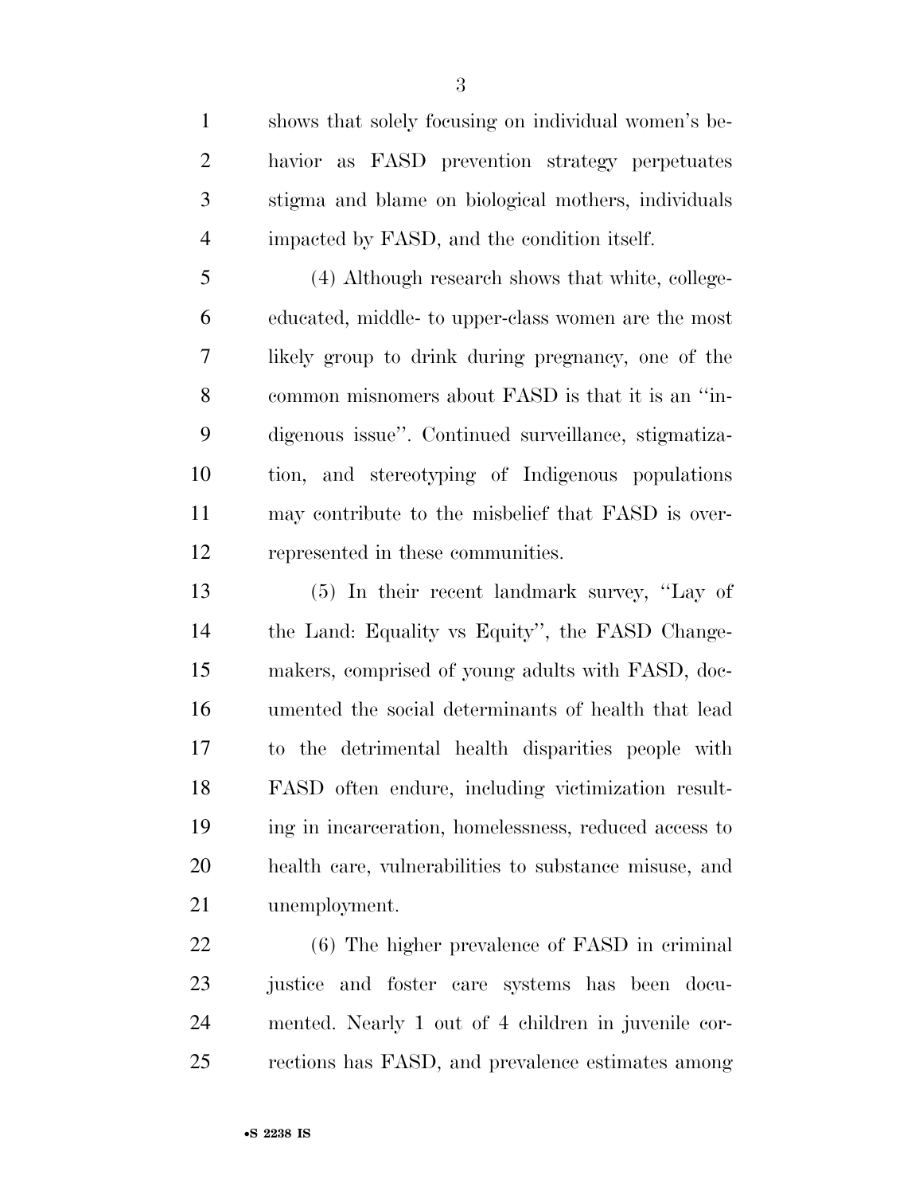shows that solely focusing on individual women's behavior as FASD prevention strategy perpetuates stigma and blame on biological mothers, individuals impacted by FASD, and the condition itself.

(4) Although research shows that white, college-educated, middle- to upper-class women are the most likely group to drink during pregnancy, one of the common misnomers about FASD is that it is an ''indigenous issue''. Continued surveillance, stigmatization, and stereotyping of Indigenous populations may contribute to the misbelief that FASD is overrepresented in these communities.

(5) In their recent landmark survey, ''Lay of the Land: Equality vs Equity'', the FASD Changemakers, comprised of young adults with FASD, documented the social determinants of health that lead to the detrimental health disparities people with FASD often endure, including victimization resulting in incarceration, homelessness, reduced access to health care, vulnerabilities to substance misuse, and unemployment.

(6) The higher prevalence of FASD in criminal justice and foster care systems has been documented. Nearly 1 out of 4 children in juvenile corrections has FASD, and prevalence estimates among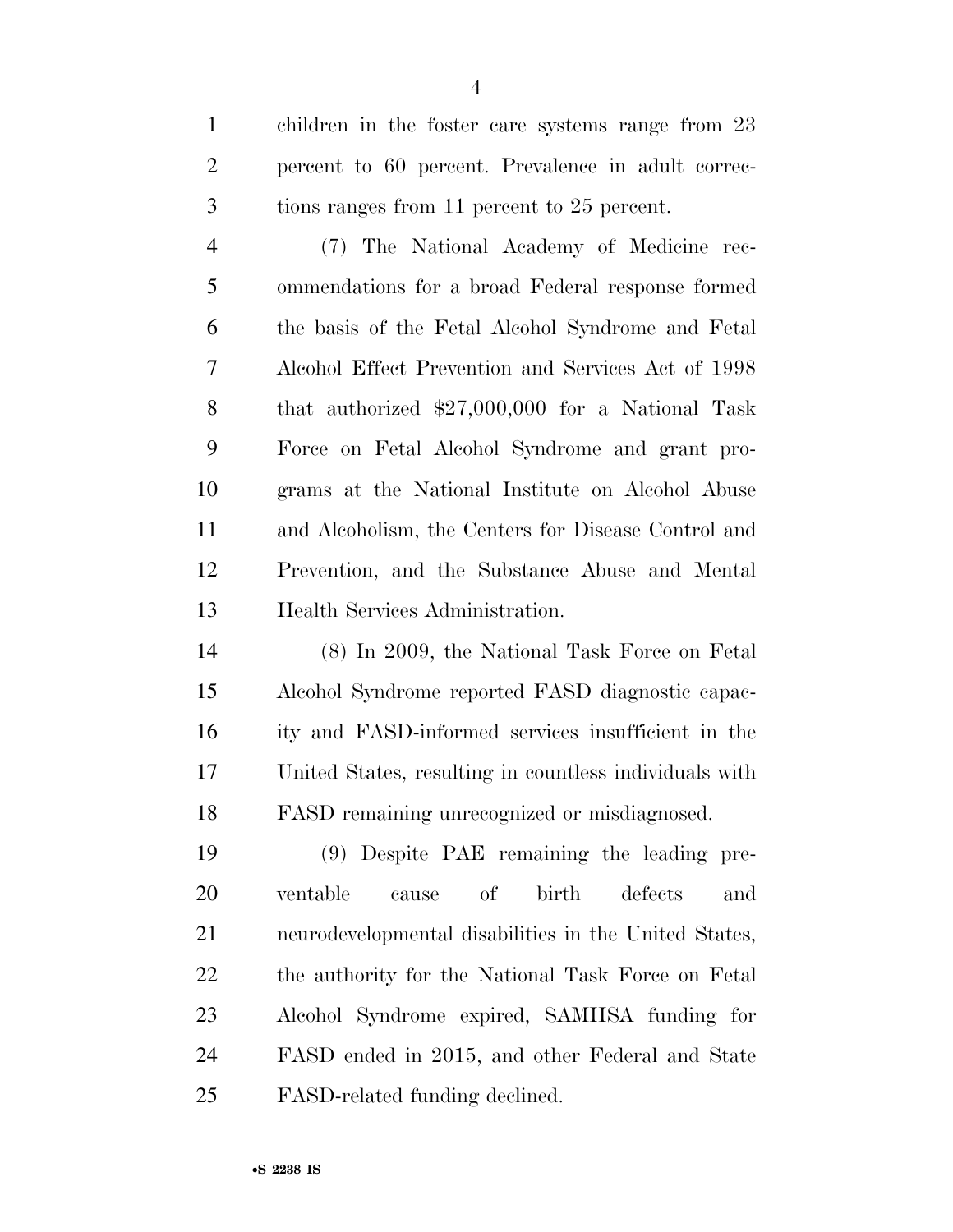children in the foster care systems range from 23 percent to 60 percent. Prevalence in adult corrections ranges from 11 percent to 25 percent.

(7) The National Academy of Medicine recommendations for a broad Federal response formed the basis of the Fetal Alcohol Syndrome and Fetal Alcohol Effect Prevention and Services Act of 1998 that authorized $27,000,000 for a National Task Force on Fetal Alcohol Syndrome and grant programs at the National Institute on Alcohol Abuse and Alcoholism, the Centers for Disease Control and Prevention, and the Substance Abuse and Mental Health Services Administration.

(8) In 2009, the National Task Force on Fetal Alcohol Syndrome reported FASD diagnostic capacity and FASD-informed services insufficient in the United States, resulting in countless individuals with FASD remaining unrecognized or misdiagnosed.

(9) Despite PAE remaining the leading preventable cause of birth defects and neurodevelopmental disabilities in the United States, the authority for the National Task Force on Fetal Alcohol Syndrome expired, SAMHSA funding for FASD ended in 2015, and other Federal and State FASD-related funding declined.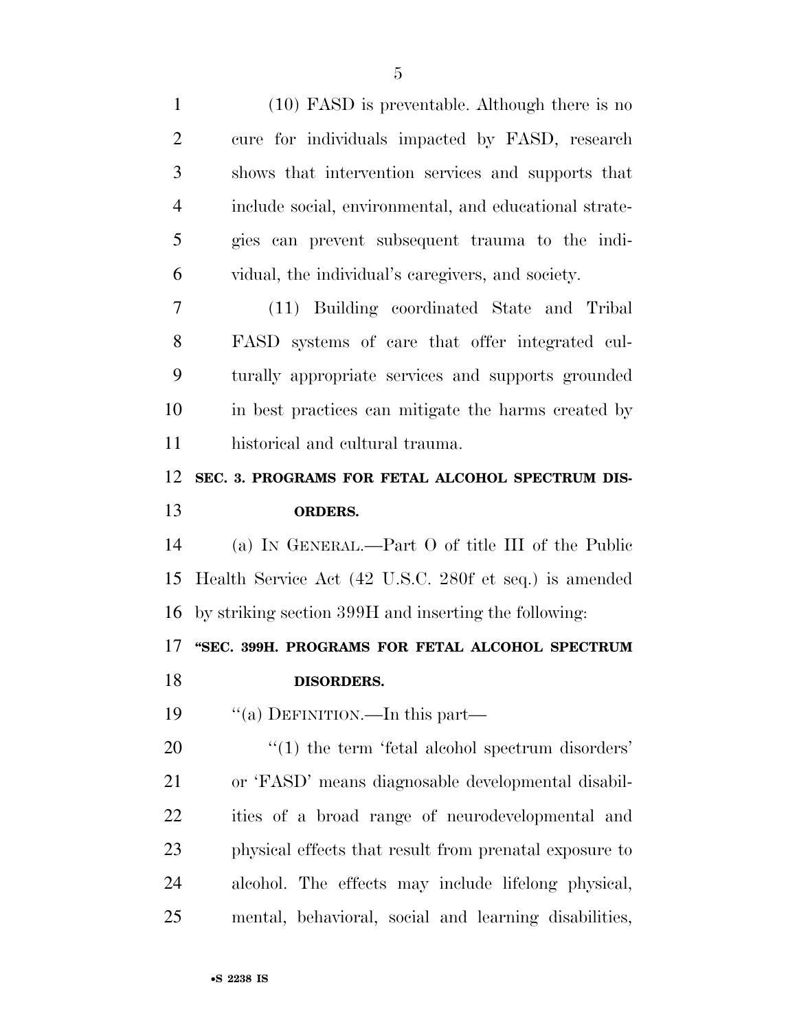(10) FASD is preventable. Although there is no cure for individuals impacted by FASD, research shows that intervention services and supports that include social, environmental, and educational strategies can prevent subsequent trauma to the individual, the individual's caregivers, and society.

(11) Building coordinated State and Tribal FASD systems of care that offer integrated culturally appropriate services and supports grounded in best practices can mitigate the harms created by historical and cultural trauma.

**SEC. 3. PROGRAMS FOR FETAL ALCOHOL SPECTRUM DISORDERS.**

(a) IN GENERAL.—Part O of title III of the Public Health Service Act (42 U.S.C. 280f et seq.) is amended by striking section 399H and inserting the following:

**"SEC. 399H. PROGRAMS FOR FETAL ALCOHOL SPECTRUM DISORDERS.**

"(a) DEFINITION.—In this part—

"(1) the term 'fetal alcohol spectrum disorders' or 'FASD' means diagnosable developmental disabilities of a broad range of neurodevelopmental and physical effects that result from prenatal exposure to alcohol. The effects may include lifelong physical, mental, behavioral, social and learning disabilities,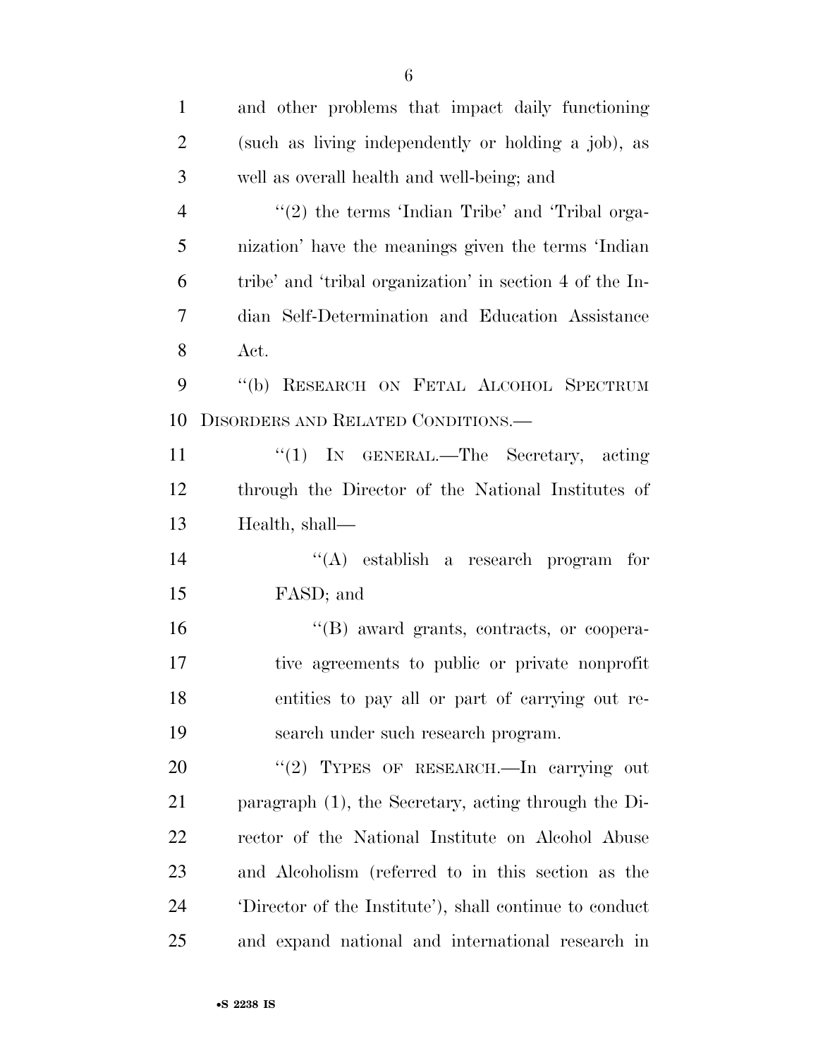and other problems that impact daily functioning (such as living independently or holding a job), as well as overall health and well-being; and

''(2) the terms 'Indian Tribe' and 'Tribal organization' have the meanings given the terms 'Indian tribe' and 'tribal organization' in section 4 of the Indian Self-Determination and Education Assistance Act.

''(b) RESEARCH ON FETAL ALCOHOL SPECTRUM DISORDERS AND RELATED CONDITIONS.—

''(1) IN GENERAL.—The Secretary, acting through the Director of the National Institutes of Health, shall—

''(A) establish a research program for FASD; and

''(B) award grants, contracts, or cooperative agreements to public or private nonprofit entities to pay all or part of carrying out research under such research program.

''(2) TYPES OF RESEARCH.—In carrying out paragraph (1), the Secretary, acting through the Director of the National Institute on Alcohol Abuse and Alcoholism (referred to in this section as the 'Director of the Institute'), shall continue to conduct and expand national and international research in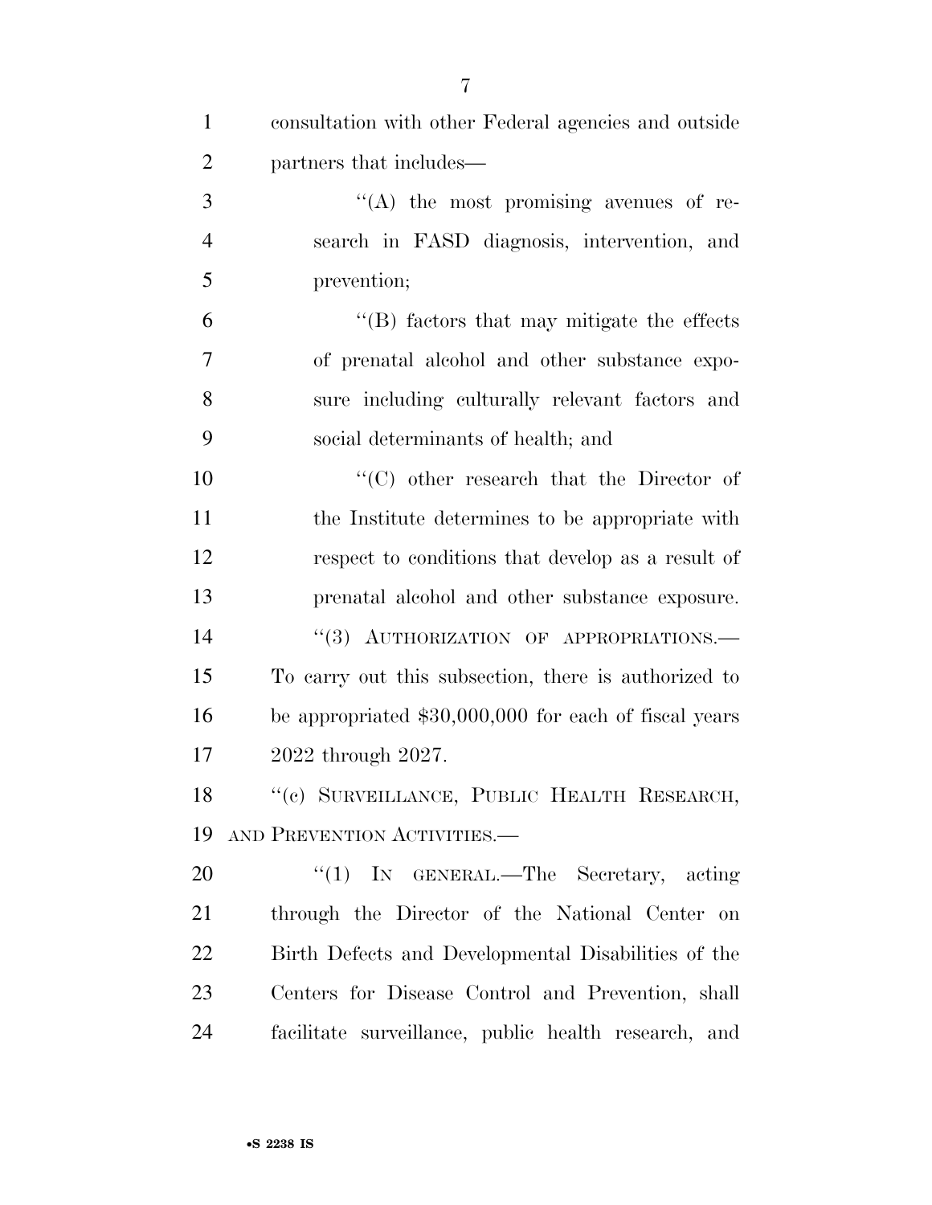consultation with other Federal agencies and outside partners that includes—

''(A) the most promising avenues of research in FASD diagnosis, intervention, and prevention;

''(B) factors that may mitigate the effects of prenatal alcohol and other substance exposure including culturally relevant factors and social determinants of health; and

''(C) other research that the Director of the Institute determines to be appropriate with respect to conditions that develop as a result of prenatal alcohol and other substance exposure.

''(3) AUTHORIZATION OF APPROPRIATIONS.—To carry out this subsection, there is authorized to be appropriated $30,000,000 for each of fiscal years 2022 through 2027.

''(c) SURVEILLANCE, PUBLIC HEALTH RESEARCH, AND PREVENTION ACTIVITIES.—

''(1) IN GENERAL.—The Secretary, acting through the Director of the National Center on Birth Defects and Developmental Disabilities of the Centers for Disease Control and Prevention, shall facilitate surveillance, public health research, and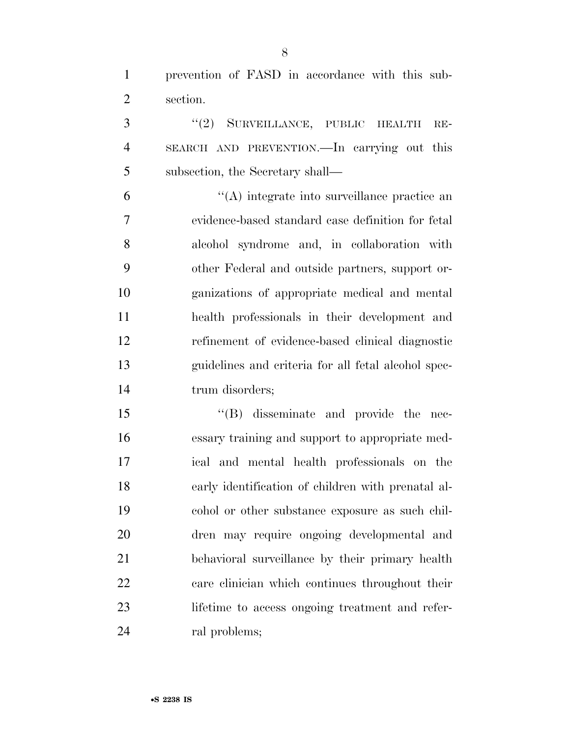prevention of FASD in accordance with this subsection.

"(2) SURVEILLANCE, PUBLIC HEALTH RESEARCH AND PREVENTION.—In carrying out this subsection, the Secretary shall—

"(A) integrate into surveillance practice an evidence-based standard case definition for fetal alcohol syndrome and, in collaboration with other Federal and outside partners, support organizations of appropriate medical and mental health professionals in their development and refinement of evidence-based clinical diagnostic guidelines and criteria for all fetal alcohol spectrum disorders;

"(B) disseminate and provide the necessary training and support to appropriate medical and mental health professionals on the early identification of children with prenatal alcohol or other substance exposure as such children may require ongoing developmental and behavioral surveillance by their primary health care clinician which continues throughout their lifetime to access ongoing treatment and referral problems;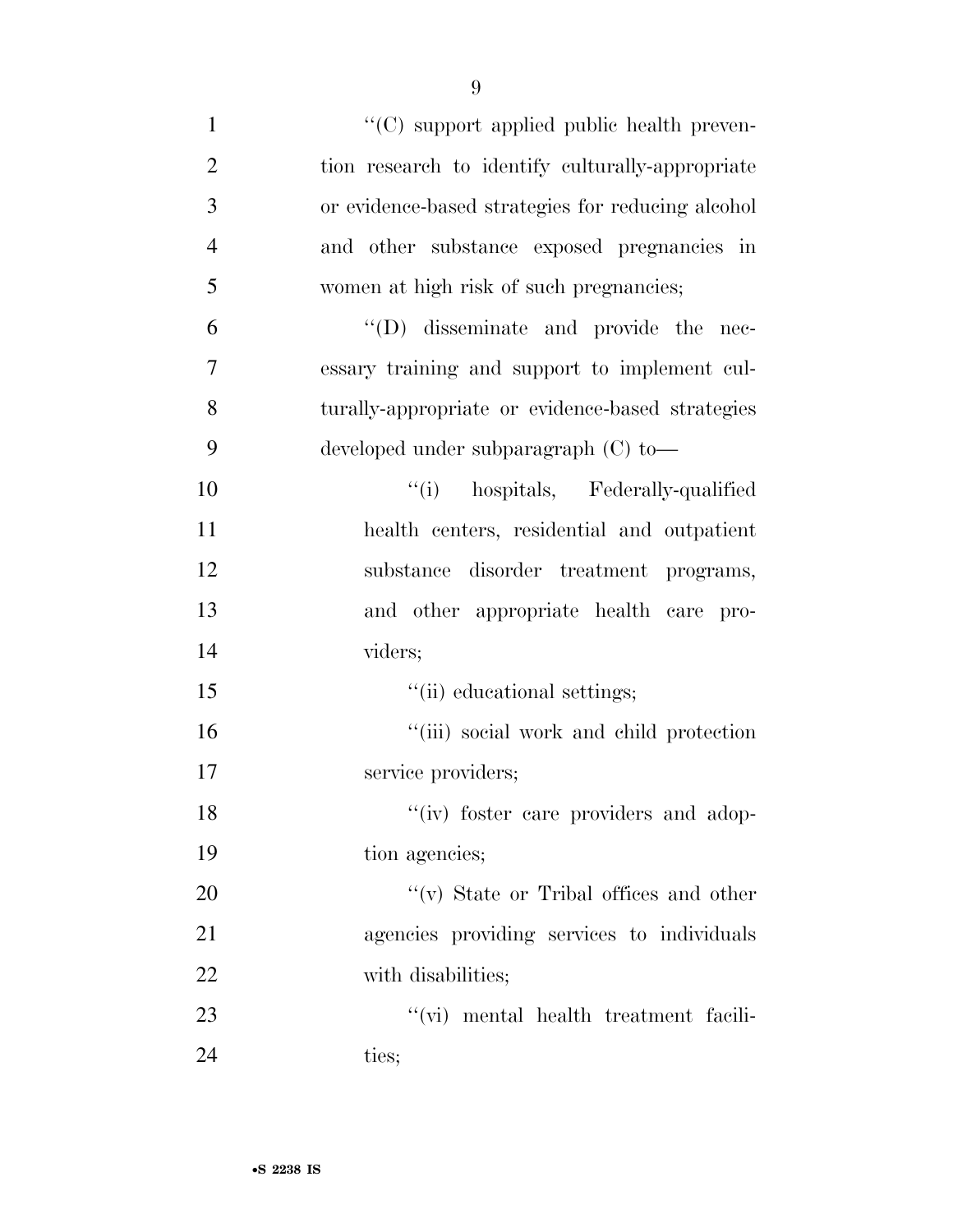''(C) support applied public health prevention research to identify culturally-appropriate or evidence-based strategies for reducing alcohol and other substance exposed pregnancies in women at high risk of such pregnancies;

''(D) disseminate and provide the necessary training and support to implement culturally-appropriate or evidence-based strategies developed under subparagraph (C) to—

''(i) hospitals, Federally-qualified health centers, residential and outpatient substance disorder treatment programs, and other appropriate health care providers;

''(ii) educational settings;

''(iii) social work and child protection service providers;

''(iv) foster care providers and adoption agencies;

''(v) State or Tribal offices and other agencies providing services to individuals with disabilities;

''(vi) mental health treatment facilities;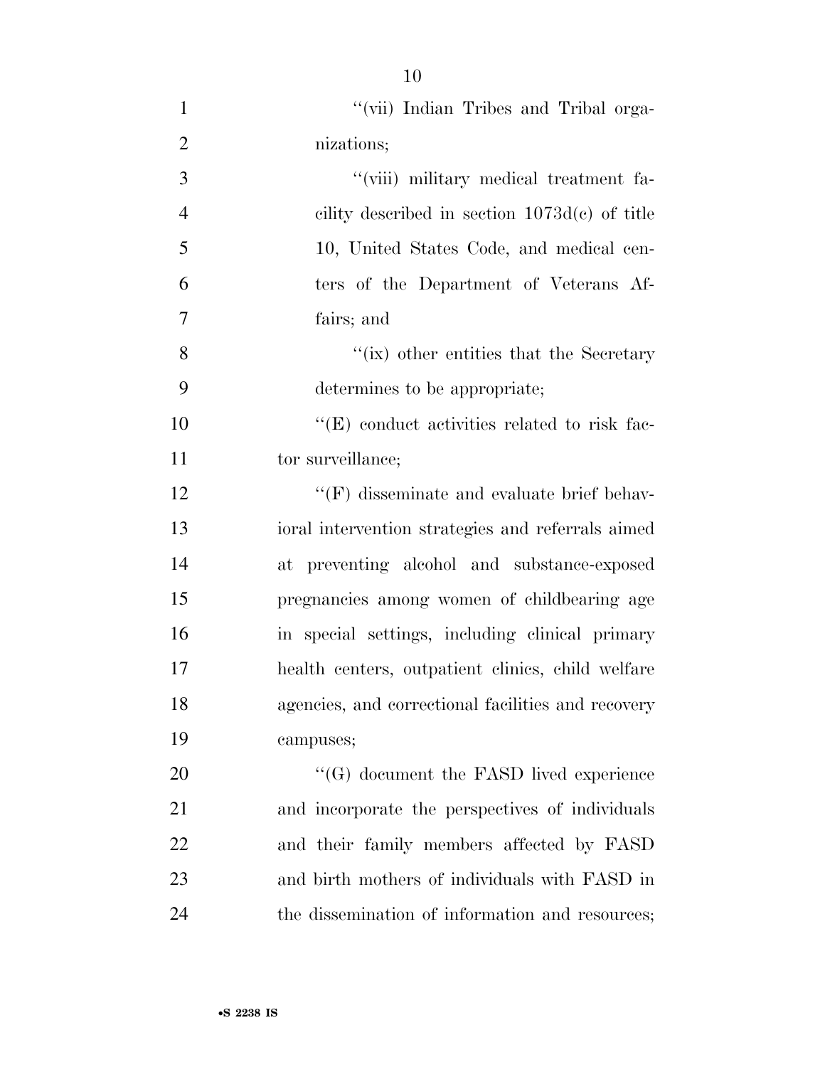"(vii) Indian Tribes and Tribal organizations;

"(viii) military medical treatment facility described in section 1073d(c) of title 10, United States Code, and medical centers of the Department of Veterans Affairs; and

"(ix) other entities that the Secretary determines to be appropriate;

"(E) conduct activities related to risk factor surveillance;

"(F) disseminate and evaluate brief behavioral intervention strategies and referrals aimed at preventing alcohol and substance-exposed pregnancies among women of childbearing age in special settings, including clinical primary health centers, outpatient clinics, child welfare agencies, and correctional facilities and recovery campuses;

"(G) document the FASD lived experience and incorporate the perspectives of individuals and their family members affected by FASD and birth mothers of individuals with FASD in the dissemination of information and resources;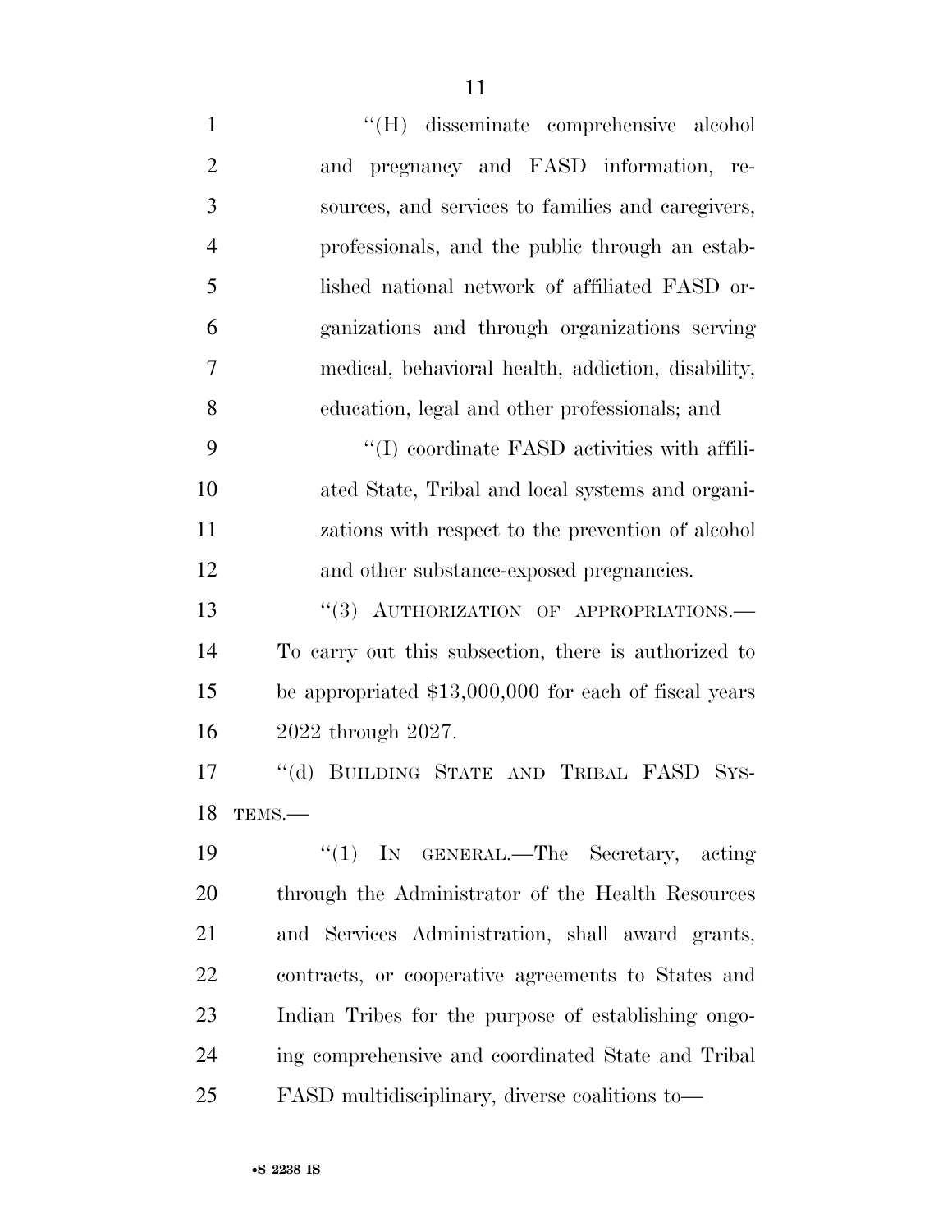''(H) disseminate comprehensive alcohol and pregnancy and FASD information, resources, and services to families and caregivers, professionals, and the public through an established national network of affiliated FASD organizations and through organizations serving medical, behavioral health, addiction, disability, education, legal and other professionals; and

''(I) coordinate FASD activities with affiliated State, Tribal and local systems and organizations with respect to the prevention of alcohol and other substance-exposed pregnancies.

''(3) AUTHORIZATION OF APPROPRIATIONS.—To carry out this subsection, there is authorized to be appropriated $13,000,000 for each of fiscal years 2022 through 2027.

''(d) BUILDING STATE AND TRIBAL FASD SYSTEMS.—

''(1) IN GENERAL.—The Secretary, acting through the Administrator of the Health Resources and Services Administration, shall award grants, contracts, or cooperative agreements to States and Indian Tribes for the purpose of establishing ongoing comprehensive and coordinated State and Tribal FASD multidisciplinary, diverse coalitions to—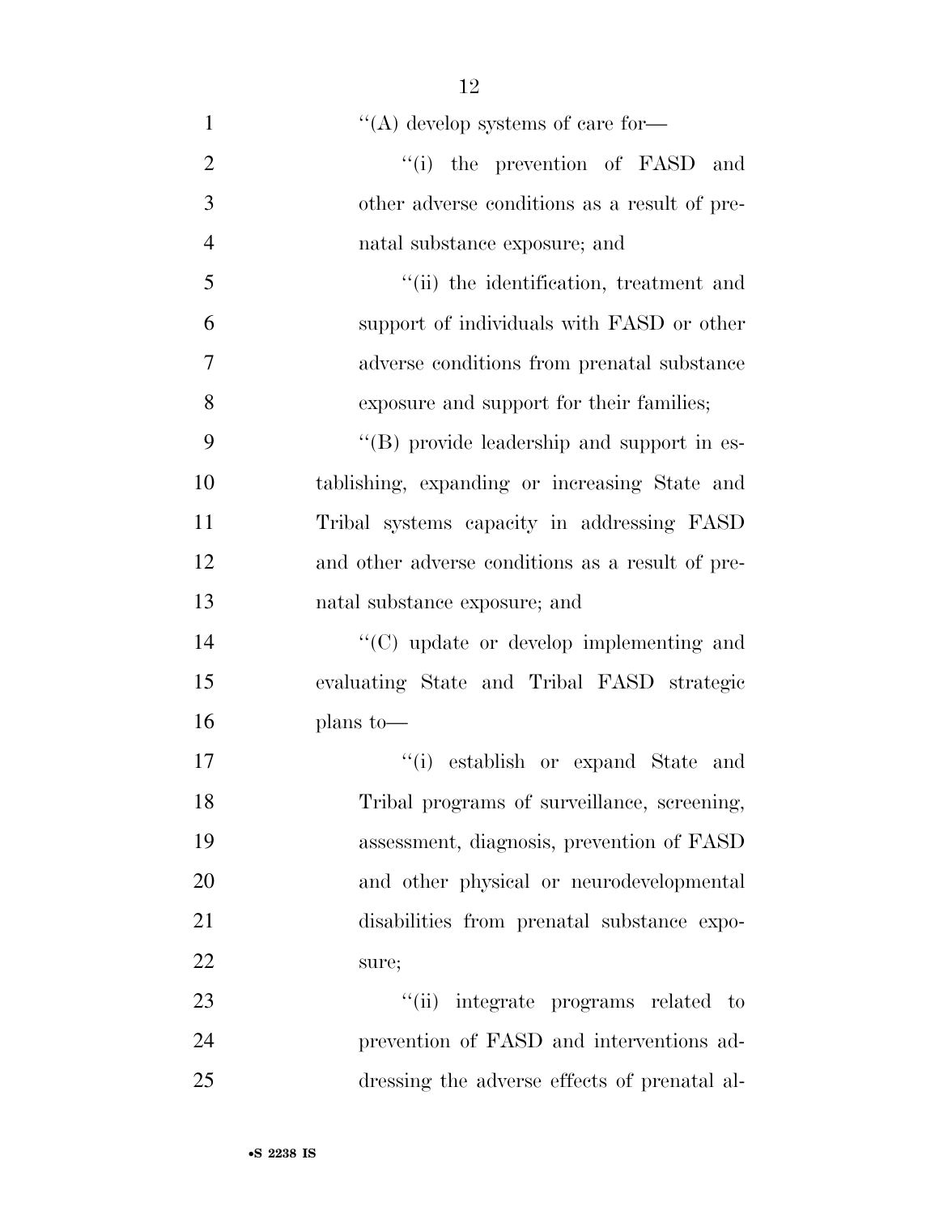''(A) develop systems of care for—

''(i) the prevention of FASD and other adverse conditions as a result of prenatal substance exposure; and

''(ii) the identification, treatment and support of individuals with FASD or other adverse conditions from prenatal substance exposure and support for their families;

''(B) provide leadership and support in establishing, expanding or increasing State and Tribal systems capacity in addressing FASD and other adverse conditions as a result of prenatal substance exposure; and

''(C) update or develop implementing and evaluating State and Tribal FASD strategic plans to—

''(i) establish or expand State and Tribal programs of surveillance, screening, assessment, diagnosis, prevention of FASD and other physical or neurodevelopmental disabilities from prenatal substance exposure;

''(ii) integrate programs related to prevention of FASD and interventions addressing the adverse effects of prenatal al-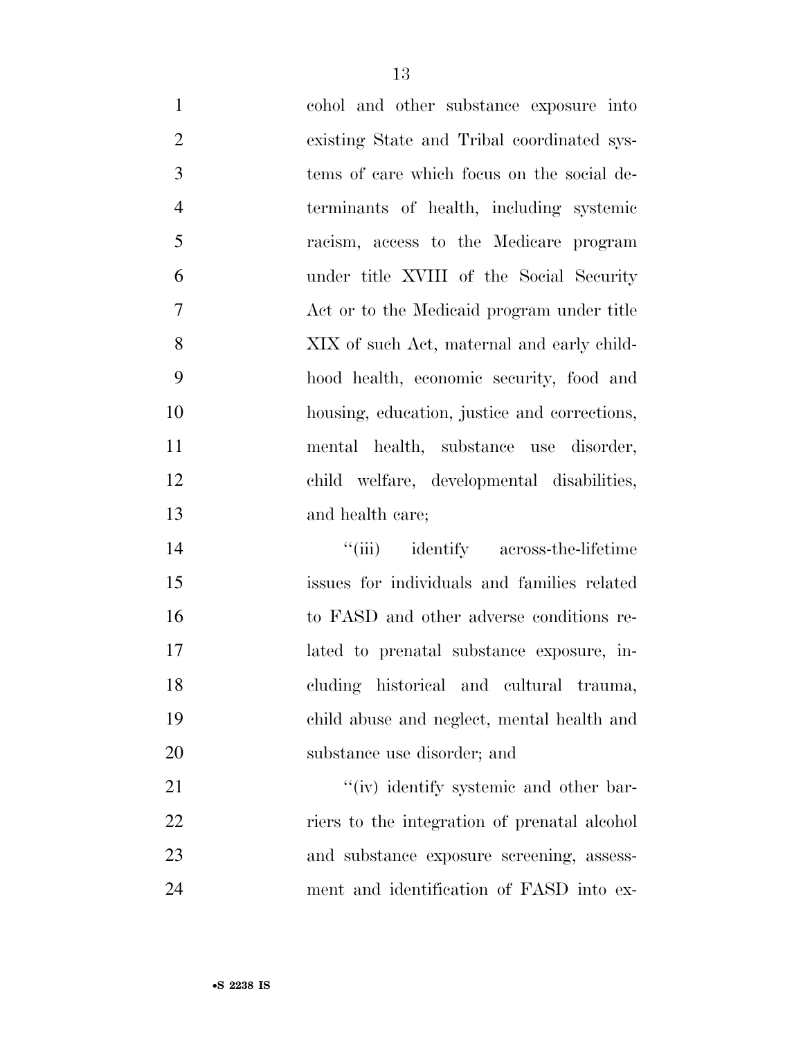cohol and other substance exposure into existing State and Tribal coordinated systems of care which focus on the social determinants of health, including systemic racism, access to the Medicare program under title XVIII of the Social Security Act or to the Medicaid program under title XIX of such Act, maternal and early childhood health, economic security, food and housing, education, justice and corrections, mental health, substance use disorder, child welfare, developmental disabilities, and health care;

''(iii) identify across-the-lifetime issues for individuals and families related to FASD and other adverse conditions related to prenatal substance exposure, including historical and cultural trauma, child abuse and neglect, mental health and substance use disorder; and

''(iv) identify systemic and other barriers to the integration of prenatal alcohol and substance exposure screening, assessment and identification of FASD into ex-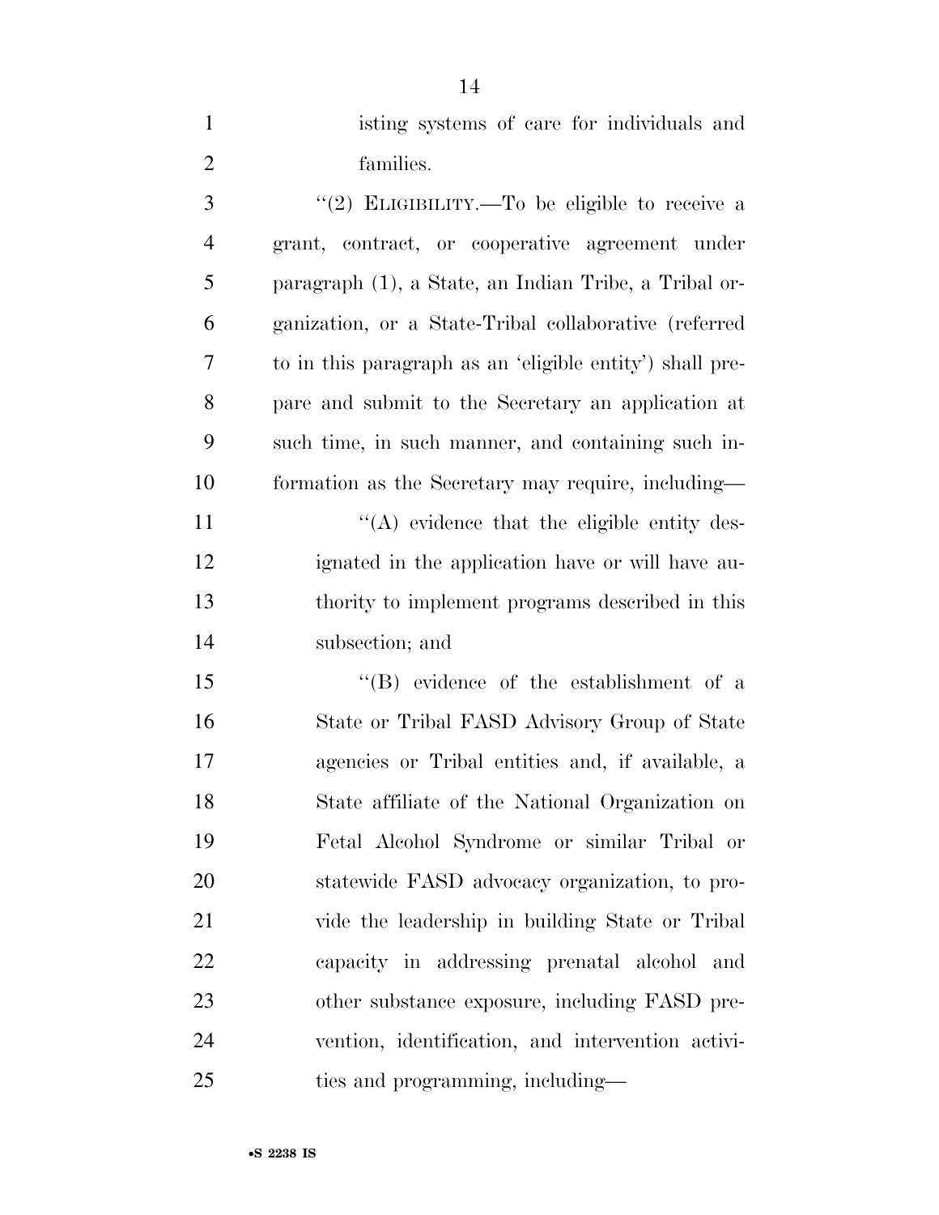isting systems of care for individuals and families.

''(2) ELIGIBILITY.—To be eligible to receive a grant, contract, or cooperative agreement under paragraph (1), a State, an Indian Tribe, a Tribal organization, or a State-Tribal collaborative (referred to in this paragraph as an 'eligible entity') shall prepare and submit to the Secretary an application at such time, in such manner, and containing such information as the Secretary may require, including—

''(A) evidence that the eligible entity designated in the application have or will have authority to implement programs described in this subsection; and

''(B) evidence of the establishment of a State or Tribal FASD Advisory Group of State agencies or Tribal entities and, if available, a State affiliate of the National Organization on Fetal Alcohol Syndrome or similar Tribal or statewide FASD advocacy organization, to provide the leadership in building State or Tribal capacity in addressing prenatal alcohol and other substance exposure, including FASD prevention, identification, and intervention activities and programming, including—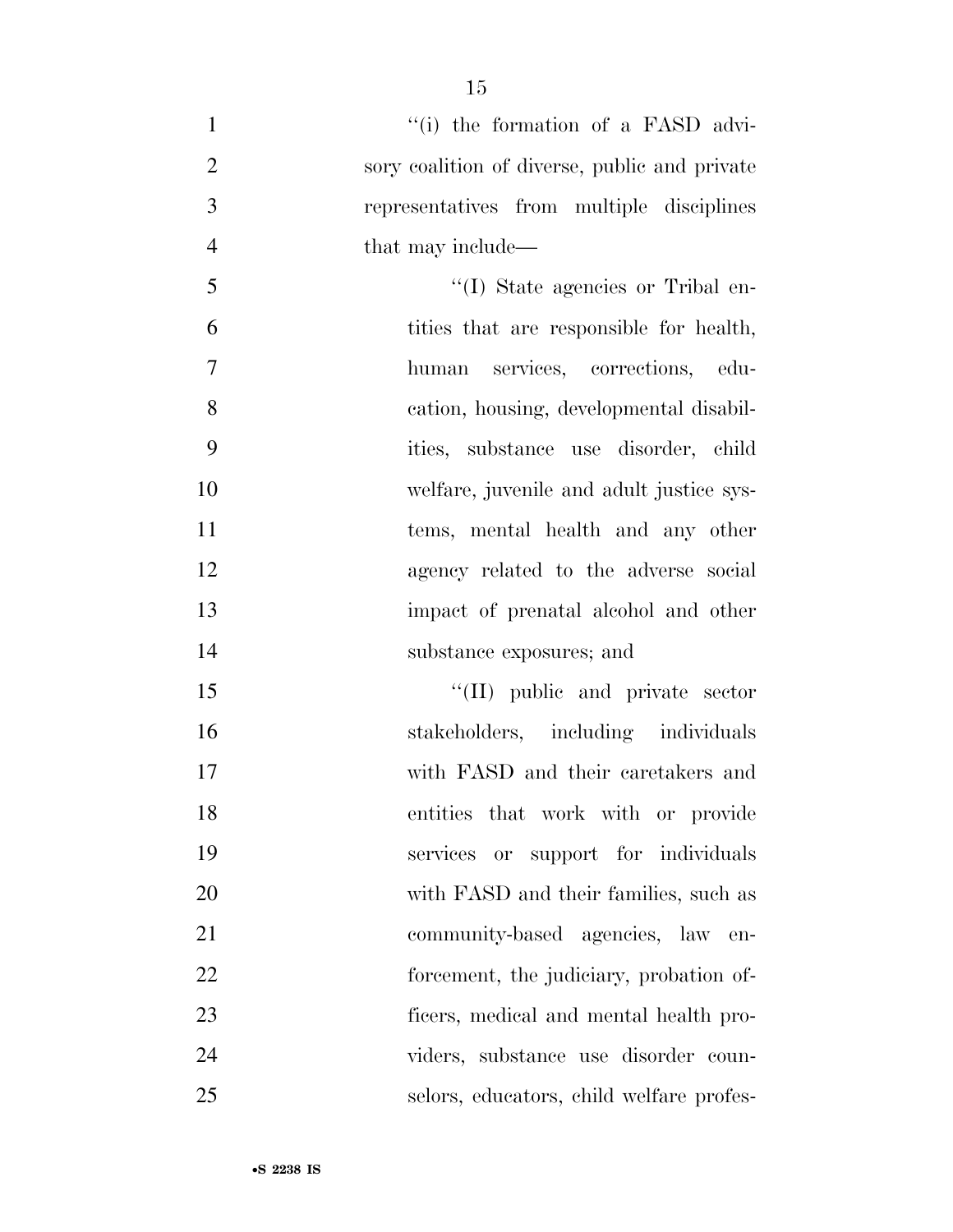''(i) the formation of a FASD advisory coalition of diverse, public and private representatives from multiple disciplines that may include—

''(I) State agencies or Tribal entities that are responsible for health, human services, corrections, education, housing, developmental disabilities, substance use disorder, child welfare, juvenile and adult justice systems, mental health and any other agency related to the adverse social impact of prenatal alcohol and other substance exposures; and

''(II) public and private sector stakeholders, including individuals with FASD and their caretakers and entities that work with or provide services or support for individuals with FASD and their families, such as community-based agencies, law enforcement, the judiciary, probation officers, medical and mental health providers, substance use disorder counselors, educators, child welfare profes-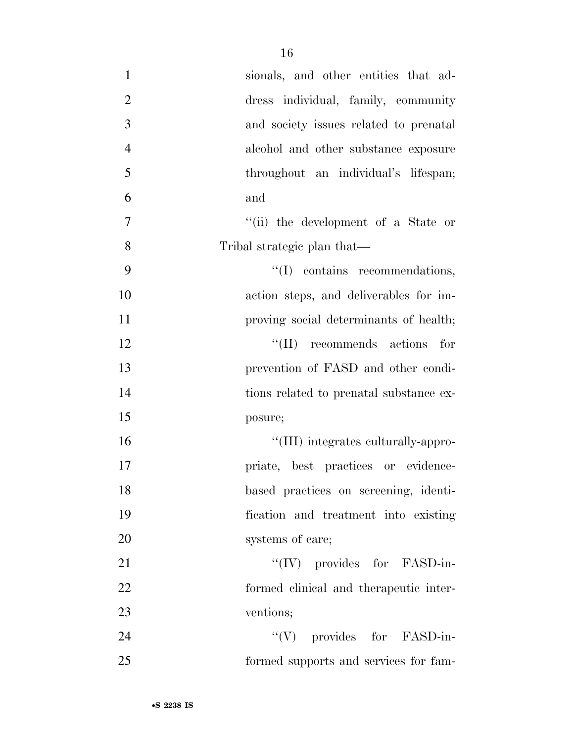sionals, and other entities that address individual, family, community and society issues related to prenatal alcohol and other substance exposure throughout an individual's lifespan; and

''(ii) the development of a State or Tribal strategic plan that—

''(I) contains recommendations, action steps, and deliverables for improving social determinants of health;

''(II) recommends actions for prevention of FASD and other conditions related to prenatal substance exposure;

''(III) integrates culturally-appropriate, best practices or evidence-based practices on screening, identification and treatment into existing systems of care;

''(IV) provides for FASD-informed clinical and therapeutic interventions;

''(V) provides for FASD-informed supports and services for fam-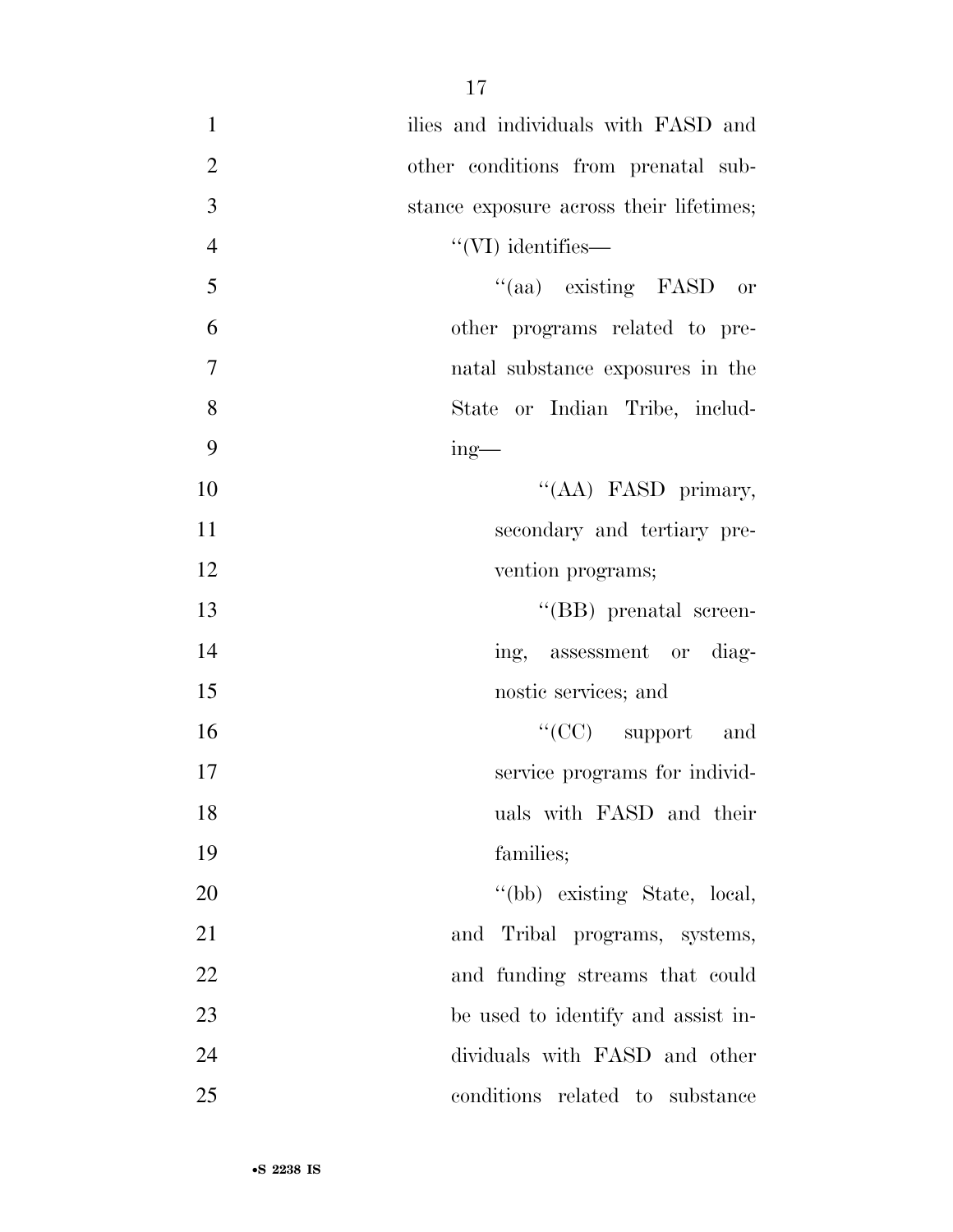ilies and individuals with FASD and other conditions from prenatal substance exposure across their lifetimes;

''(VI) identifies—

''(aa) existing FASD or other programs related to prenatal substance exposures in the State or Indian Tribe, including—

''(AA) FASD primary, secondary and tertiary prevention programs;

''(BB) prenatal screening, assessment or diagnostic services; and

''(CC) support and service programs for individuals with FASD and their families;

''(bb) existing State, local, and Tribal programs, systems, and funding streams that could be used to identify and assist individuals with FASD and other conditions related to substance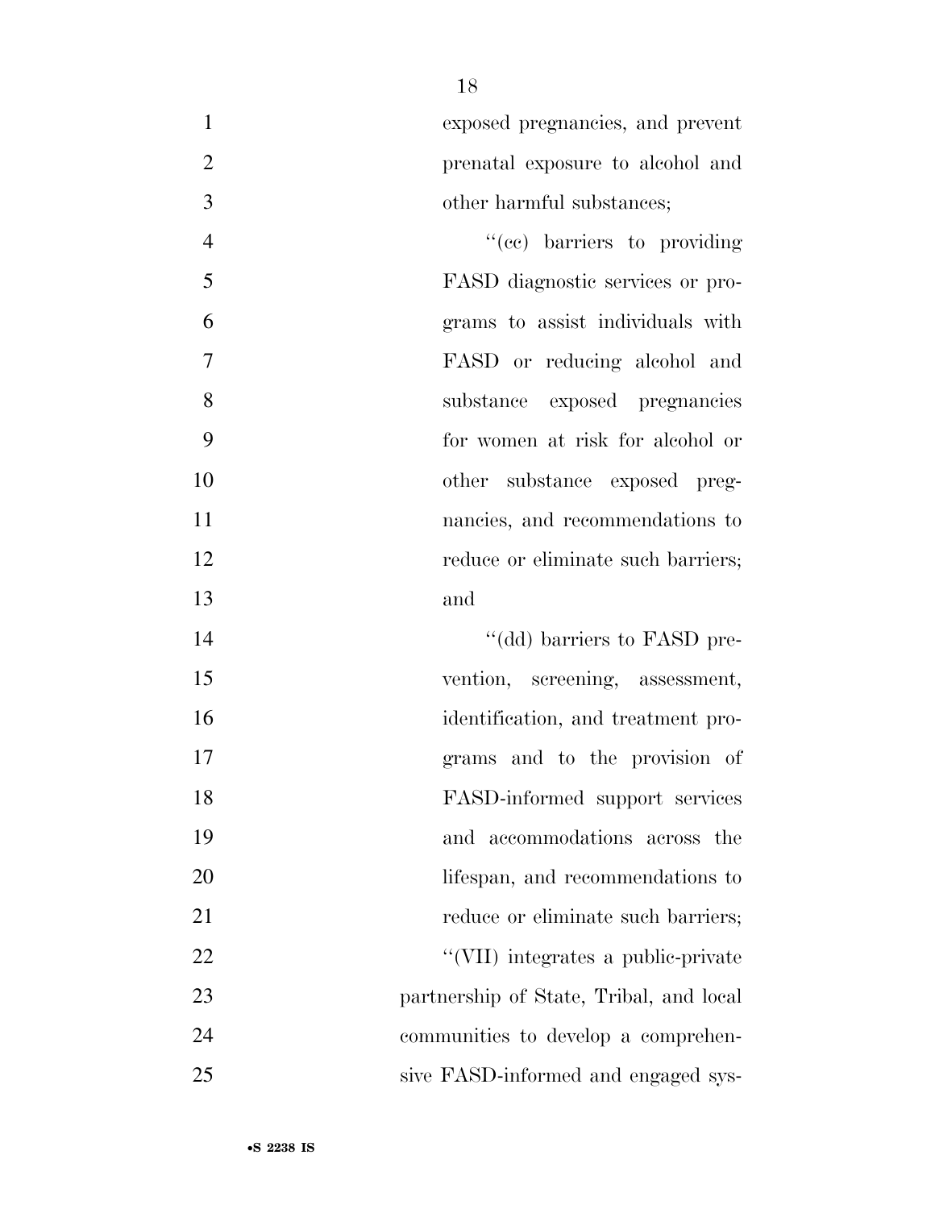exposed pregnancies, and prevent prenatal exposure to alcohol and other harmful substances;

"(cc) barriers to providing FASD diagnostic services or programs to assist individuals with FASD or reducing alcohol and substance exposed pregnancies for women at risk for alcohol or other substance exposed pregnancies, and recommendations to reduce or eliminate such barriers; and

"(dd) barriers to FASD prevention, screening, assessment, identification, and treatment programs and to the provision of FASD-informed support services and accommodations across the lifespan, and recommendations to reduce or eliminate such barriers;

"(VII) integrates a public-private partnership of State, Tribal, and local communities to develop a comprehensive FASD-informed and engaged sys-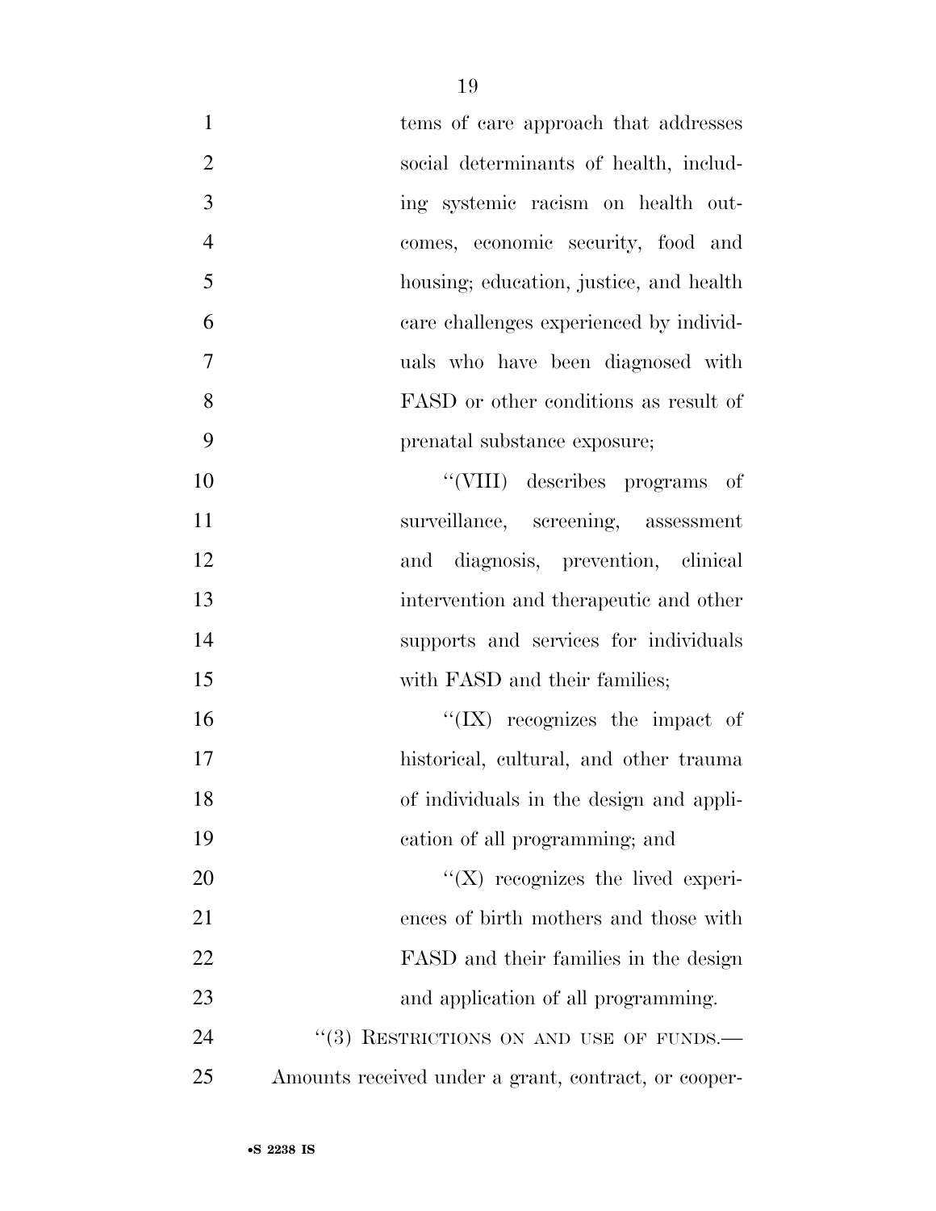tems of care approach that addresses social determinants of health, including systemic racism on health outcomes, economic security, food and housing; education, justice, and health care challenges experienced by individuals who have been diagnosed with FASD or other conditions as result of prenatal substance exposure;

"(VIII) describes programs of surveillance, screening, assessment and diagnosis, prevention, clinical intervention and therapeutic and other supports and services for individuals with FASD and their families;

"(IX) recognizes the impact of historical, cultural, and other trauma of individuals in the design and application of all programming; and

"(X) recognizes the lived experiences of birth mothers and those with FASD and their families in the design and application of all programming.

"(3) RESTRICTIONS ON AND USE OF FUNDS.—Amounts received under a grant, contract, or cooper-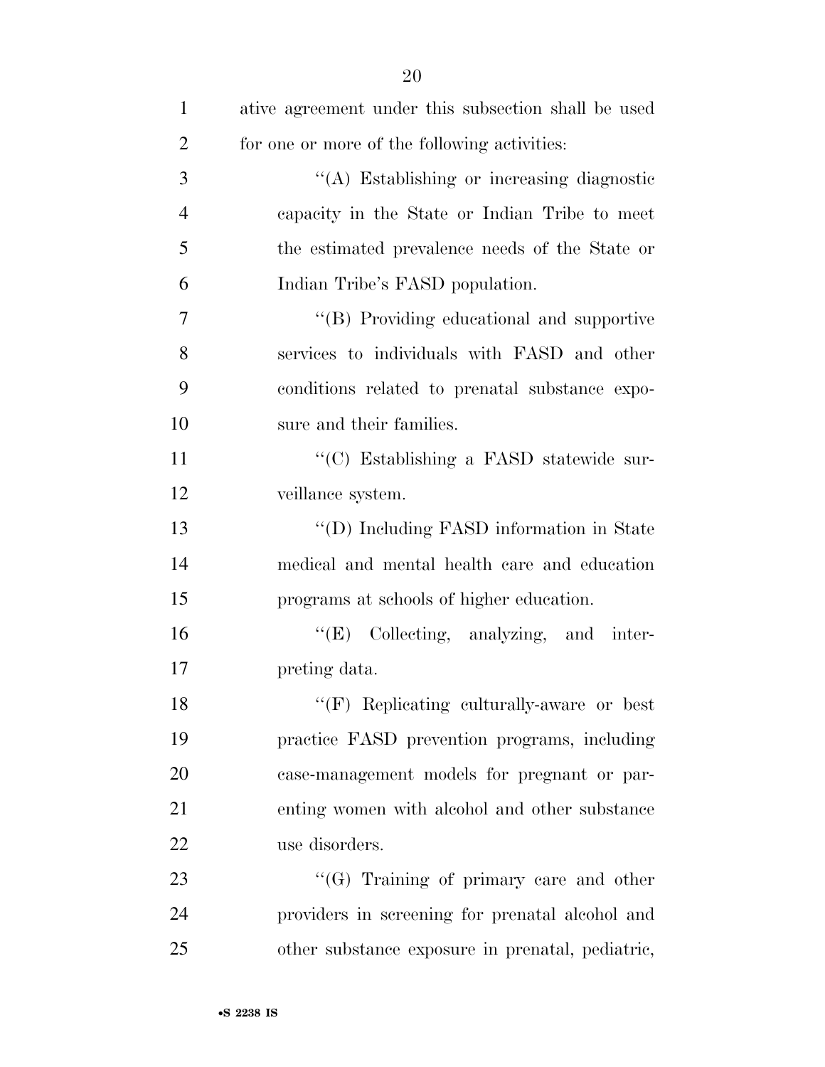ative agreement under this subsection shall be used for one or more of the following activities:

''(A) Establishing or increasing diagnostic capacity in the State or Indian Tribe to meet the estimated prevalence needs of the State or Indian Tribe's FASD population.

''(B) Providing educational and supportive services to individuals with FASD and other conditions related to prenatal substance exposure and their families.

''(C) Establishing a FASD statewide surveillance system.

''(D) Including FASD information in State medical and mental health care and education programs at schools of higher education.

''(E) Collecting, analyzing, and interpreting data.

''(F) Replicating culturally-aware or best practice FASD prevention programs, including case-management models for pregnant or parenting women with alcohol and other substance use disorders.

''(G) Training of primary care and other providers in screening for prenatal alcohol and other substance exposure in prenatal, pediatric,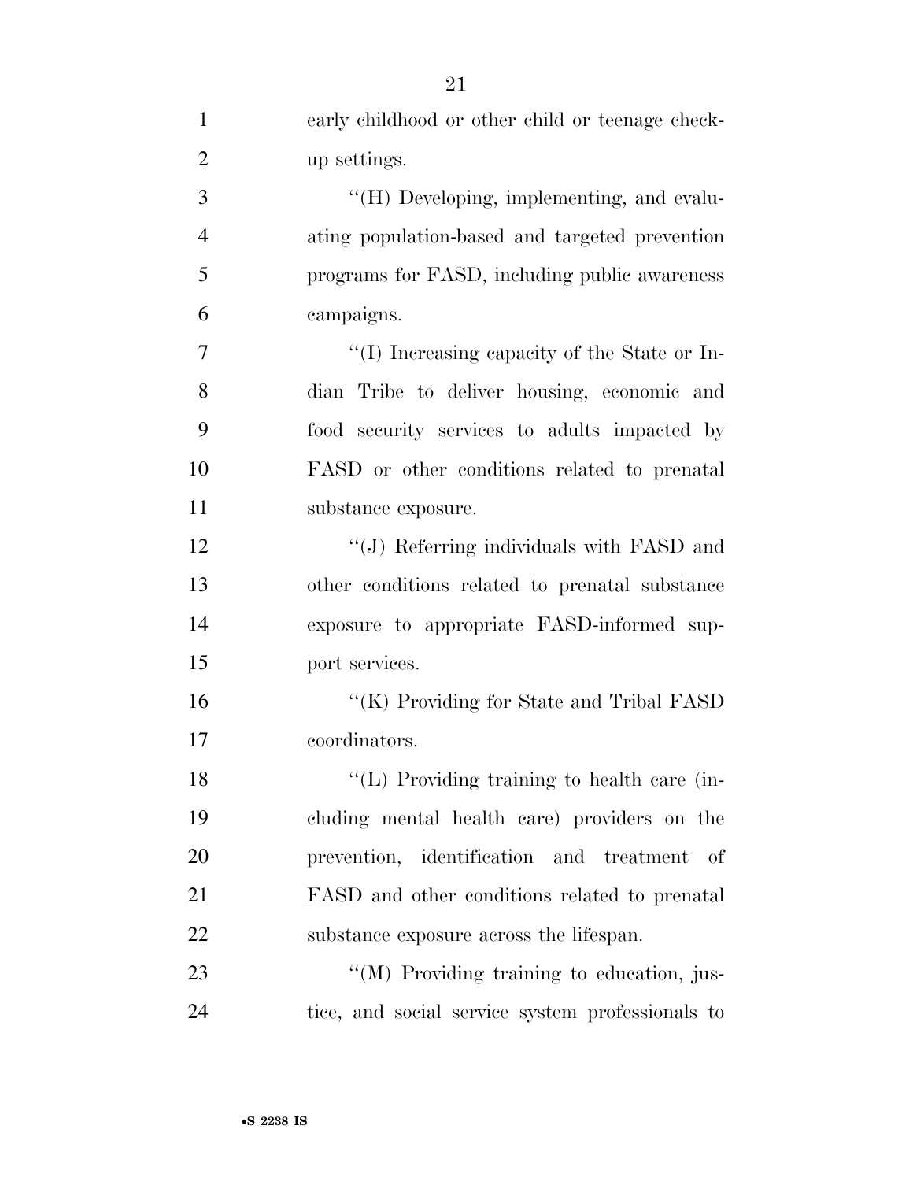early childhood or other child or teenage check-up settings.

''(H) Developing, implementing, and evaluating population-based and targeted prevention programs for FASD, including public awareness campaigns.

''(I) Increasing capacity of the State or Indian Tribe to deliver housing, economic and food security services to adults impacted by FASD or other conditions related to prenatal substance exposure.

''(J) Referring individuals with FASD and other conditions related to prenatal substance exposure to appropriate FASD-informed support services.

''(K) Providing for State and Tribal FASD coordinators.

''(L) Providing training to health care (including mental health care) providers on the prevention, identification and treatment of FASD and other conditions related to prenatal substance exposure across the lifespan.

''(M) Providing training to education, justice, and social service system professionals to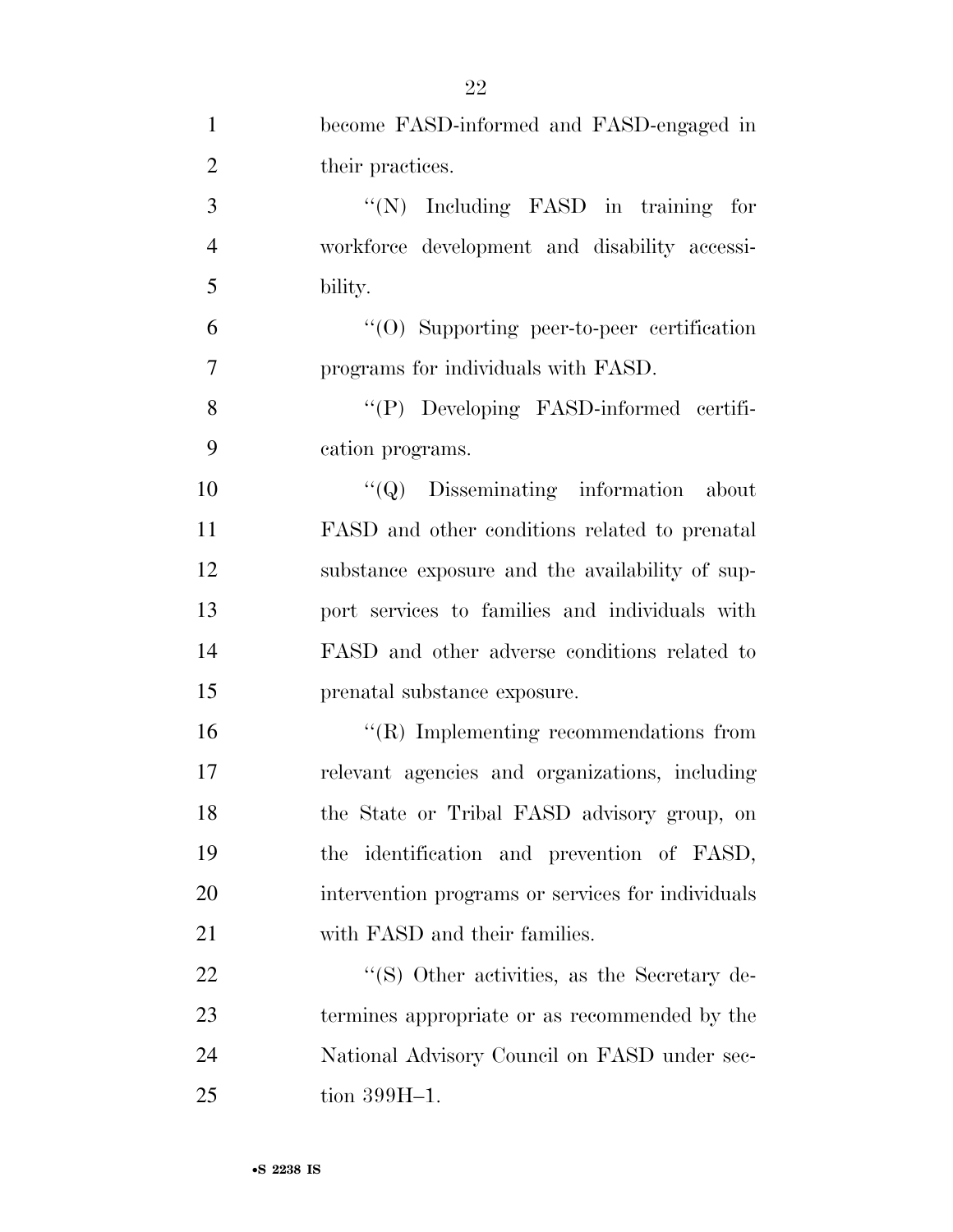become FASD-informed and FASD-engaged in their practices.

''(N) Including FASD in training for workforce development and disability accessibility.

''(O) Supporting peer-to-peer certification programs for individuals with FASD.

''(P) Developing FASD-informed certification programs.

''(Q) Disseminating information about FASD and other conditions related to prenatal substance exposure and the availability of support services to families and individuals with FASD and other adverse conditions related to prenatal substance exposure.

''(R) Implementing recommendations from relevant agencies and organizations, including the State or Tribal FASD advisory group, on the identification and prevention of FASD, intervention programs or services for individuals with FASD and their families.

''(S) Other activities, as the Secretary determines appropriate or as recommended by the National Advisory Council on FASD under section 399H–1.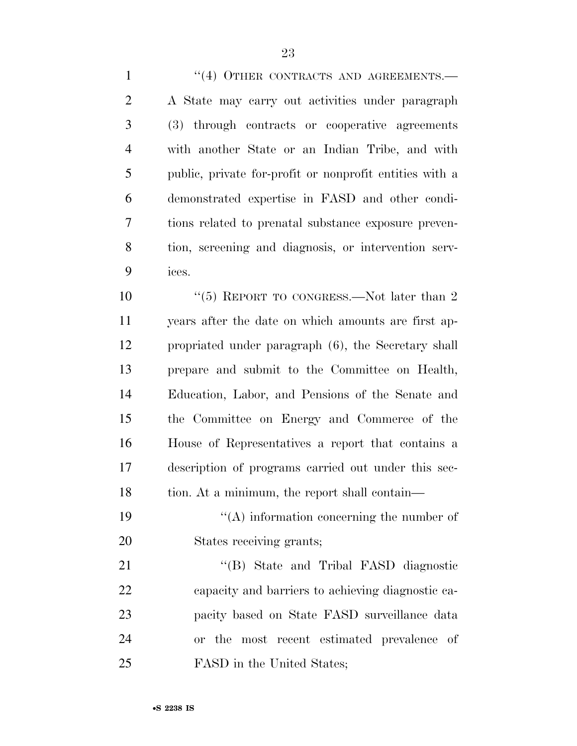''(4) OTHER CONTRACTS AND AGREEMENTS.—A State may carry out activities under paragraph (3) through contracts or cooperative agreements with another State or an Indian Tribe, and with public, private for-profit or nonprofit entities with a demonstrated expertise in FASD and other conditions related to prenatal substance exposure prevention, screening and diagnosis, or intervention services.

''(5) REPORT TO CONGRESS.—Not later than 2 years after the date on which amounts are first appropriated under paragraph (6), the Secretary shall prepare and submit to the Committee on Health, Education, Labor, and Pensions of the Senate and the Committee on Energy and Commerce of the House of Representatives a report that contains a description of programs carried out under this section. At a minimum, the report shall contain—

''(A) information concerning the number of States receiving grants;

''(B) State and Tribal FASD diagnostic capacity and barriers to achieving diagnostic capacity based on State FASD surveillance data or the most recent estimated prevalence of FASD in the United States;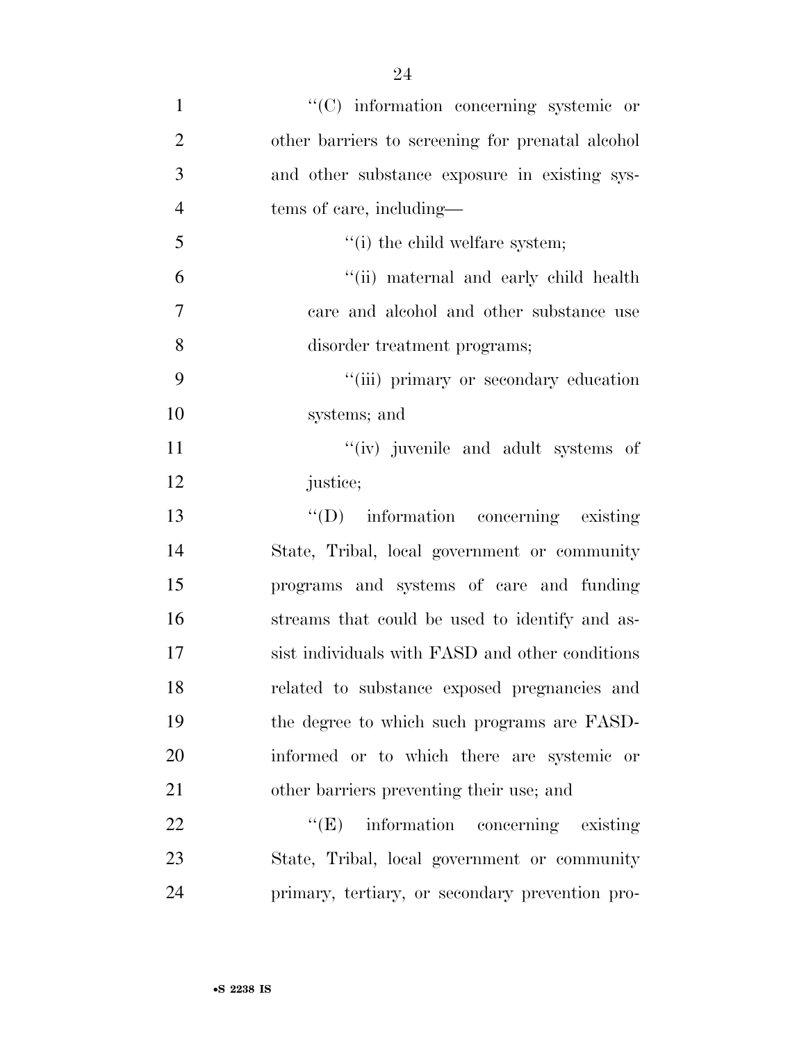"(C) information concerning systemic or other barriers to screening for prenatal alcohol and other substance exposure in existing systems of care, including—

"(i) the child welfare system;

"(ii) maternal and early child health care and alcohol and other substance use disorder treatment programs;

"(iii) primary or secondary education systems; and

"(iv) juvenile and adult systems of justice;

"(D) information concerning existing State, Tribal, local government or community programs and systems of care and funding streams that could be used to identify and assist individuals with FASD and other conditions related to substance exposed pregnancies and the degree to which such programs are FASD-informed or to which there are systemic or other barriers preventing their use; and

"(E) information concerning existing State, Tribal, local government or community primary, tertiary, or secondary prevention pro-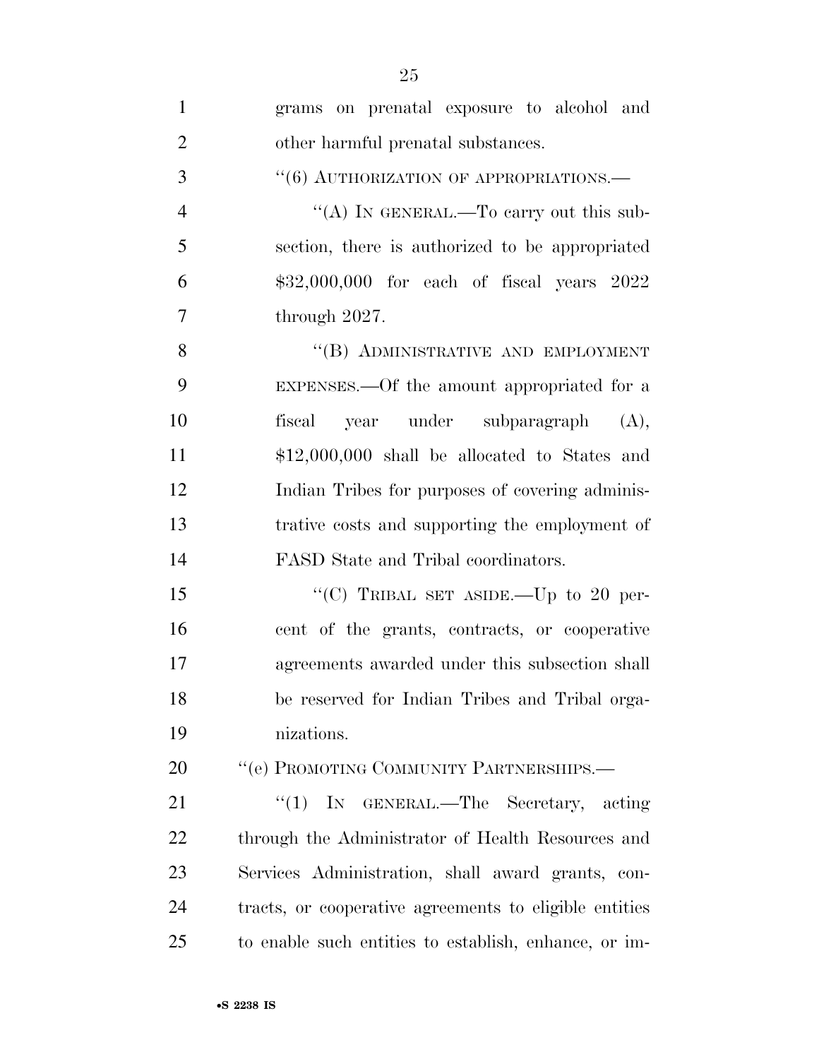grams on prenatal exposure to alcohol and other harmful prenatal substances.

"(6) AUTHORIZATION OF APPROPRIATIONS.—

"(A) IN GENERAL.—To carry out this subsection, there is authorized to be appropriated $32,000,000 for each of fiscal years 2022 through 2027.

"(B) ADMINISTRATIVE AND EMPLOYMENT EXPENSES.—Of the amount appropriated for a fiscal year under subparagraph (A), $12,000,000 shall be allocated to States and Indian Tribes for purposes of covering administrative costs and supporting the employment of FASD State and Tribal coordinators.

"(C) TRIBAL SET ASIDE.—Up to 20 percent of the grants, contracts, or cooperative agreements awarded under this subsection shall be reserved for Indian Tribes and Tribal organizations.

"(e) PROMOTING COMMUNITY PARTNERSHIPS.—

"(1) IN GENERAL.—The Secretary, acting through the Administrator of Health Resources and Services Administration, shall award grants, contracts, or cooperative agreements to eligible entities to enable such entities to establish, enhance, or im-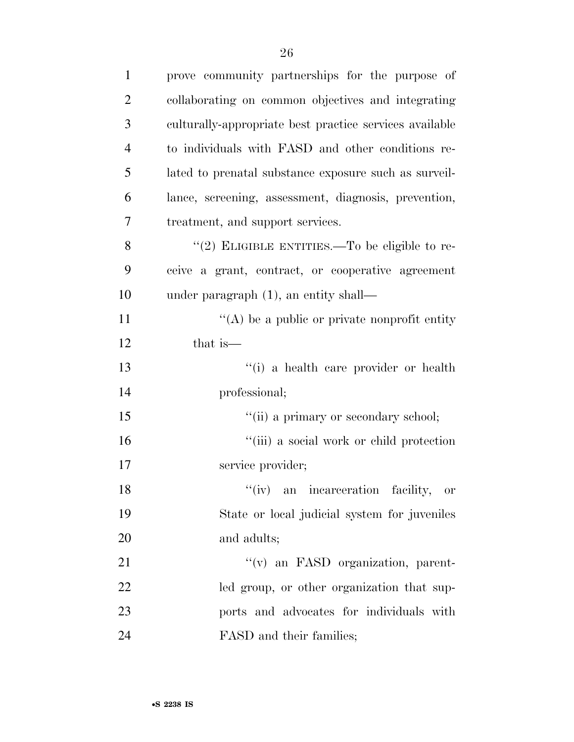prove community partnerships for the purpose of collaborating on common objectives and integrating culturally-appropriate best practice services available to individuals with FASD and other conditions related to prenatal substance exposure such as surveillance, screening, assessment, diagnosis, prevention, treatment, and support services.

"(2) ELIGIBLE ENTITIES.—To be eligible to receive a grant, contract, or cooperative agreement under paragraph (1), an entity shall—

"(A) be a public or private nonprofit entity that is—

"(i) a health care provider or health professional;

"(ii) a primary or secondary school;

"(iii) a social work or child protection service provider;

"(iv) an incarceration facility, or State or local judicial system for juveniles and adults;

"(v) an FASD organization, parent-led group, or other organization that supports and advocates for individuals with FASD and their families;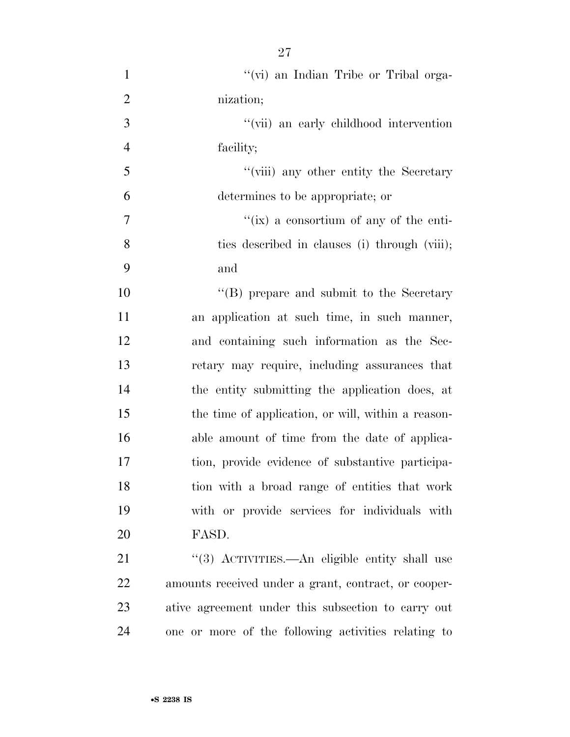"(vi) an Indian Tribe or Tribal organization;

"(vii) an early childhood intervention facility;

"(viii) any other entity the Secretary determines to be appropriate; or

"(ix) a consortium of any of the entities described in clauses (i) through (viii); and

"(B) prepare and submit to the Secretary an application at such time, in such manner, and containing such information as the Secretary may require, including assurances that the entity submitting the application does, at the time of application, or will, within a reasonable amount of time from the date of application, provide evidence of substantive participation with a broad range of entities that work with or provide services for individuals with FASD.

"(3) ACTIVITIES.—An eligible entity shall use amounts received under a grant, contract, or cooperative agreement under this subsection to carry out one or more of the following activities relating to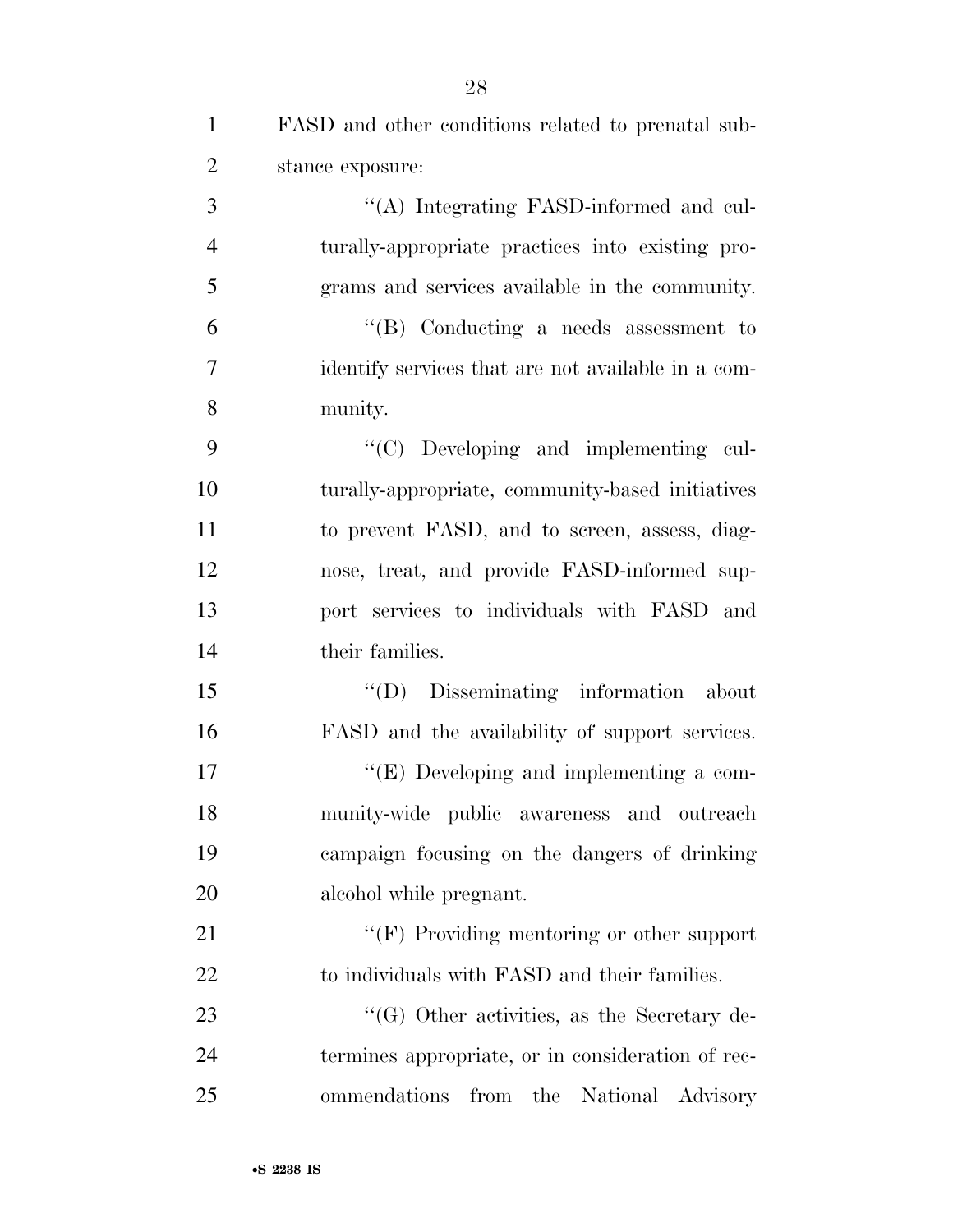FASD and other conditions related to prenatal substance exposure:

''(A) Integrating FASD-informed and culturally-appropriate practices into existing programs and services available in the community.

''(B) Conducting a needs assessment to identify services that are not available in a community.

''(C) Developing and implementing culturally-appropriate, community-based initiatives to prevent FASD, and to screen, assess, diagnose, treat, and provide FASD-informed support services to individuals with FASD and their families.

''(D) Disseminating information about FASD and the availability of support services.

''(E) Developing and implementing a community-wide public awareness and outreach campaign focusing on the dangers of drinking alcohol while pregnant.

''(F) Providing mentoring or other support to individuals with FASD and their families.

''(G) Other activities, as the Secretary determines appropriate, or in consideration of recommendations from the National Advisory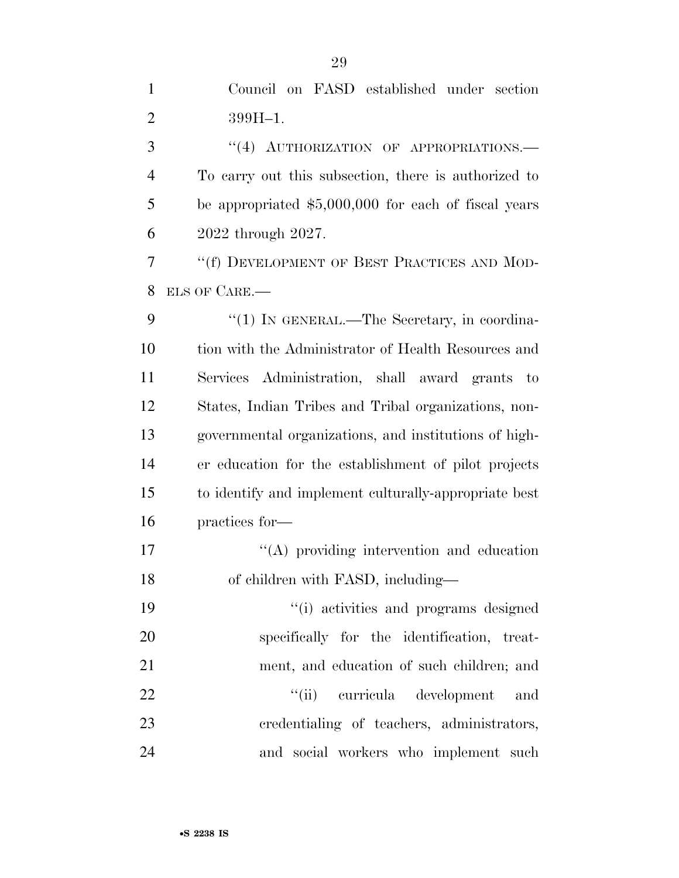Council on FASD established under section 399H–1.

''(4) AUTHORIZATION OF APPROPRIATIONS.—To carry out this subsection, there is authorized to be appropriated $5,000,000 for each of fiscal years 2022 through 2027.

''(f) DEVELOPMENT OF BEST PRACTICES AND MODELS OF CARE.—

''(1) IN GENERAL.—The Secretary, in coordination with the Administrator of Health Resources and Services Administration, shall award grants to States, Indian Tribes and Tribal organizations, nongovernmental organizations, and institutions of higher education for the establishment of pilot projects to identify and implement culturally-appropriate best practices for—

''(A) providing intervention and education of children with FASD, including—

''(i) activities and programs designed specifically for the identification, treatment, and education of such children; and

''(ii) curricula development and credentialing of teachers, administrators, and social workers who implement such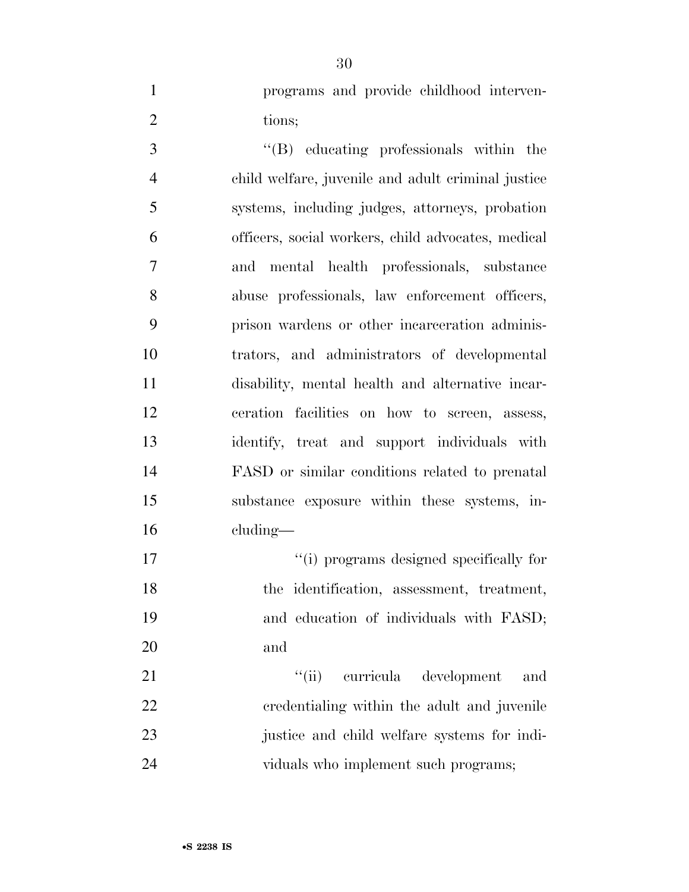programs and provide childhood interventions;

''(B) educating professionals within the child welfare, juvenile and adult criminal justice systems, including judges, attorneys, probation officers, social workers, child advocates, medical and mental health professionals, substance abuse professionals, law enforcement officers, prison wardens or other incarceration administrators, and administrators of developmental disability, mental health and alternative incarceration facilities on how to screen, assess, identify, treat and support individuals with FASD or similar conditions related to prenatal substance exposure within these systems, including—

''(i) programs designed specifically for the identification, assessment, treatment, and education of individuals with FASD; and

''(ii) curricula development and credentialing within the adult and juvenile justice and child welfare systems for individuals who implement such programs;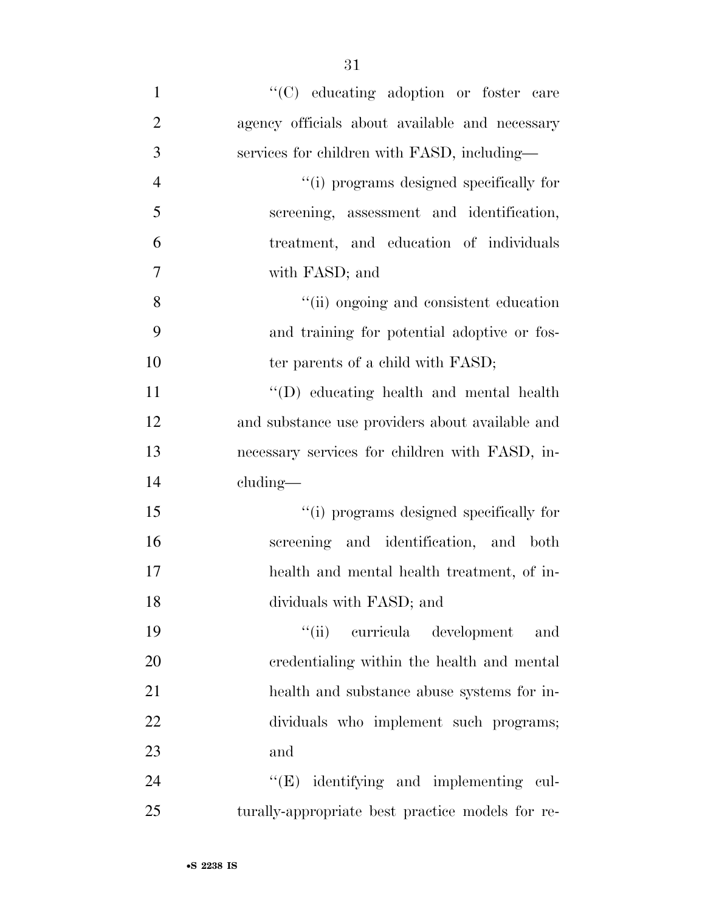''(C) educating adoption or foster care agency officials about available and necessary services for children with FASD, including—

''(i) programs designed specifically for screening, assessment and identification, treatment, and education of individuals with FASD; and

''(ii) ongoing and consistent education and training for potential adoptive or foster parents of a child with FASD;

''(D) educating health and mental health and substance use providers about available and necessary services for children with FASD, including—

''(i) programs designed specifically for screening and identification, and both health and mental health treatment, of individuals with FASD; and

''(ii) curricula development and credentialing within the health and mental health and substance abuse systems for individuals who implement such programs; and

''(E) identifying and implementing culturally-appropriate best practice models for re-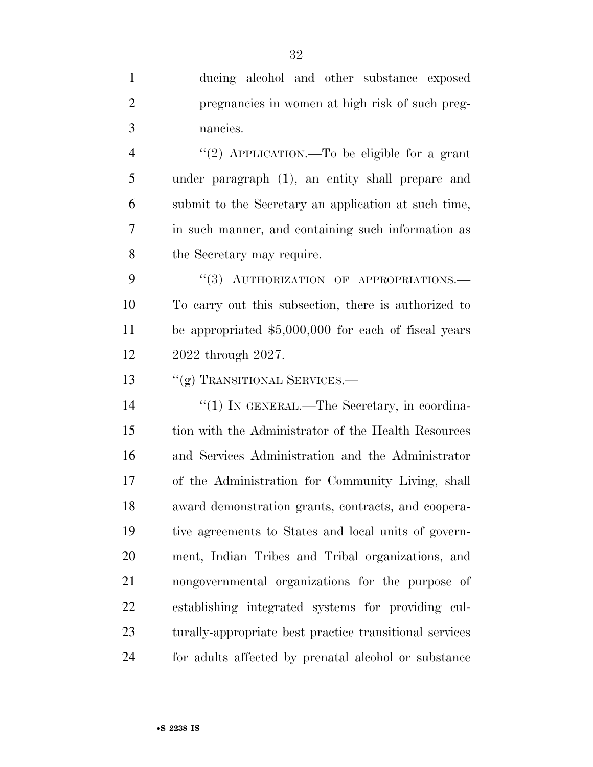ducing alcohol and other substance exposed pregnancies in women at high risk of such pregnancies.

"(2) APPLICATION.—To be eligible for a grant under paragraph (1), an entity shall prepare and submit to the Secretary an application at such time, in such manner, and containing such information as the Secretary may require.

"(3) AUTHORIZATION OF APPROPRIATIONS.—To carry out this subsection, there is authorized to be appropriated $5,000,000 for each of fiscal years 2022 through 2027.

"(g) TRANSITIONAL SERVICES.—

"(1) IN GENERAL.—The Secretary, in coordination with the Administrator of the Health Resources and Services Administration and the Administrator of the Administration for Community Living, shall award demonstration grants, contracts, and cooperative agreements to States and local units of government, Indian Tribes and Tribal organizations, and nongovernmental organizations for the purpose of establishing integrated systems for providing culturally-appropriate best practice transitional services for adults affected by prenatal alcohol or substance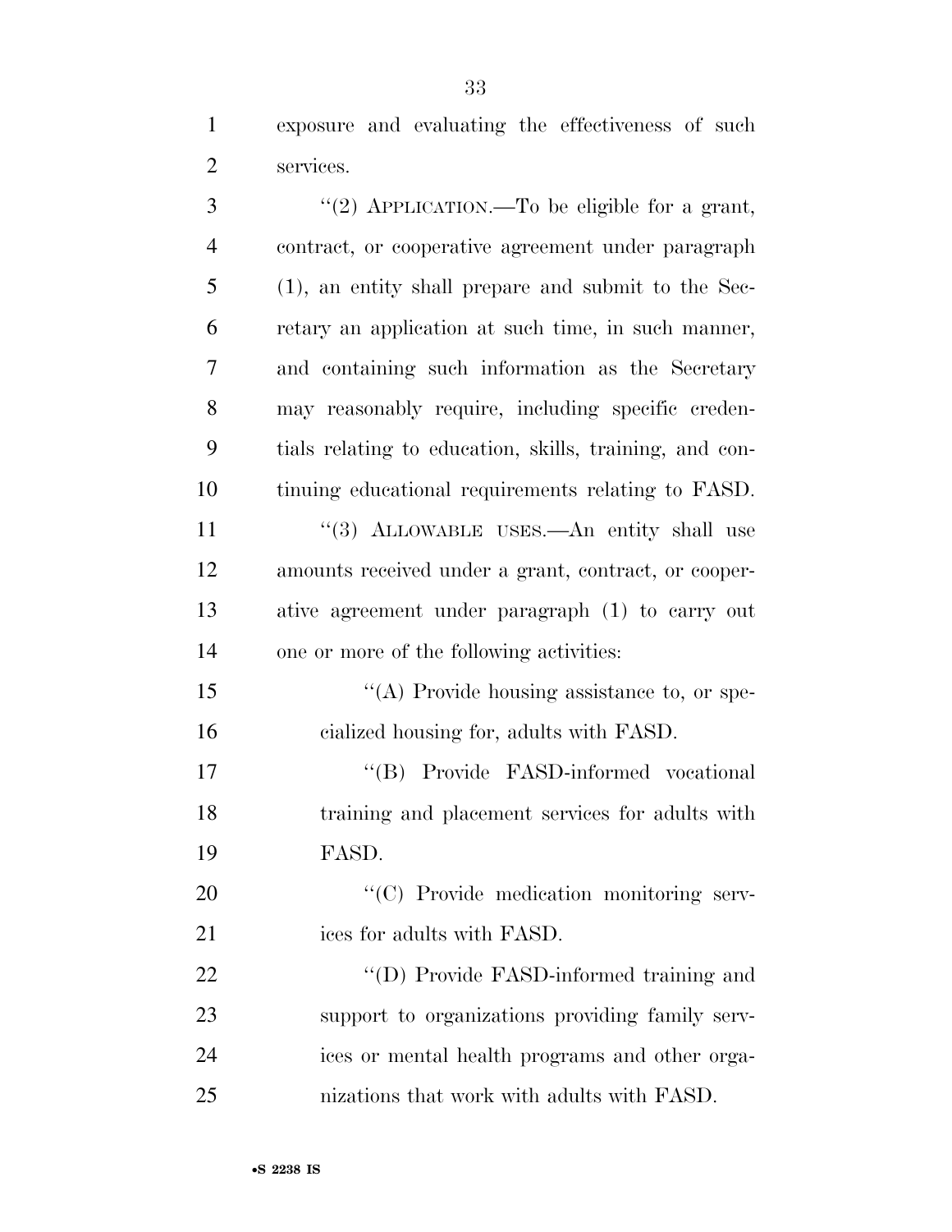exposure and evaluating the effectiveness of such services.

"(2) APPLICATION.—To be eligible for a grant, contract, or cooperative agreement under paragraph (1), an entity shall prepare and submit to the Secretary an application at such time, in such manner, and containing such information as the Secretary may reasonably require, including specific credentials relating to education, skills, training, and continuing educational requirements relating to FASD.

"(3) ALLOWABLE USES.—An entity shall use amounts received under a grant, contract, or cooperative agreement under paragraph (1) to carry out one or more of the following activities:

"(A) Provide housing assistance to, or specialized housing for, adults with FASD.

"(B) Provide FASD-informed vocational training and placement services for adults with FASD.

"(C) Provide medication monitoring services for adults with FASD.

"(D) Provide FASD-informed training and support to organizations providing family services or mental health programs and other organizations that work with adults with FASD.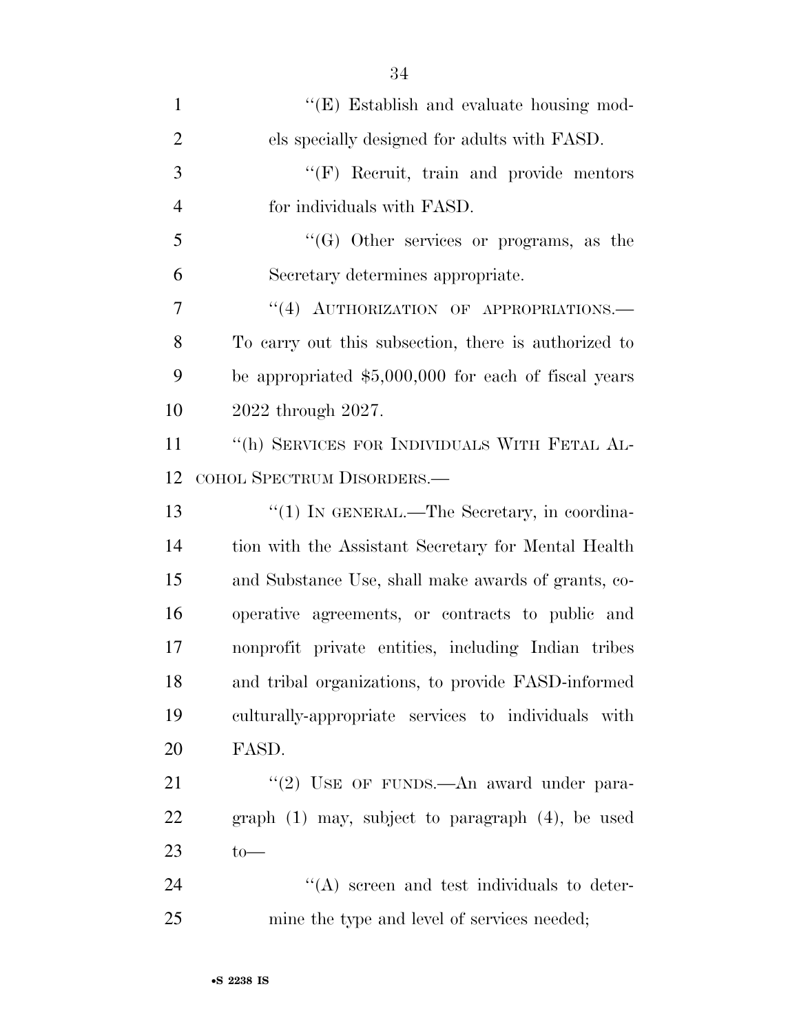"(E) Establish and evaluate housing models specially designed for adults with FASD.

"(F) Recruit, train and provide mentors for individuals with FASD.

"(G) Other services or programs, as the Secretary determines appropriate.

"(4) AUTHORIZATION OF APPROPRIATIONS.—To carry out this subsection, there is authorized to be appropriated $5,000,000 for each of fiscal years 2022 through 2027.

"(h) SERVICES FOR INDIVIDUALS WITH FETAL ALCOHOL SPECTRUM DISORDERS.—

"(1) IN GENERAL.—The Secretary, in coordination with the Assistant Secretary for Mental Health and Substance Use, shall make awards of grants, cooperative agreements, or contracts to public and nonprofit private entities, including Indian tribes and tribal organizations, to provide FASD-informed culturally-appropriate services to individuals with FASD.

"(2) USE OF FUNDS.—An award under paragraph (1) may, subject to paragraph (4), be used to—

"(A) screen and test individuals to determine the type and level of services needed;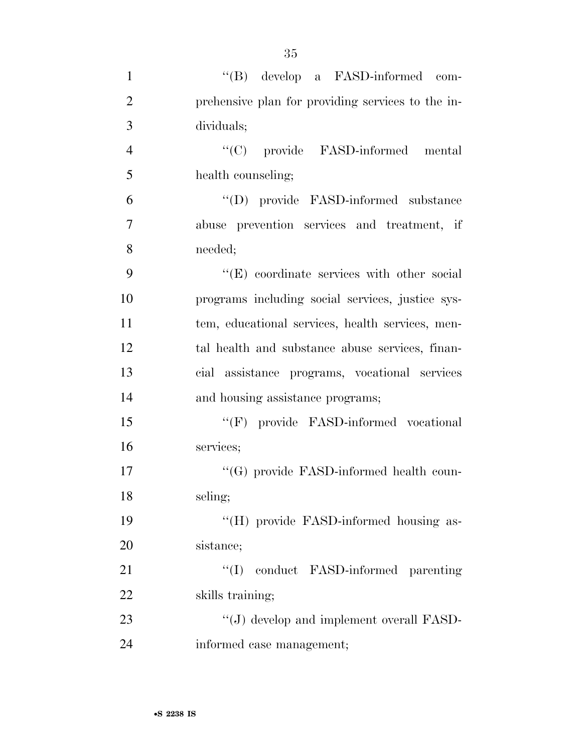''(B) develop a FASD-informed comprehensive plan for providing services to the individuals;

''(C) provide FASD-informed mental health counseling;

''(D) provide FASD-informed substance abuse prevention services and treatment, if needed;

''(E) coordinate services with other social programs including social services, justice system, educational services, health services, mental health and substance abuse services, financial assistance programs, vocational services and housing assistance programs;

''(F) provide FASD-informed vocational services;

''(G) provide FASD-informed health counseling;

''(H) provide FASD-informed housing assistance;

''(I) conduct FASD-informed parenting skills training;

''(J) develop and implement overall FASD-informed case management;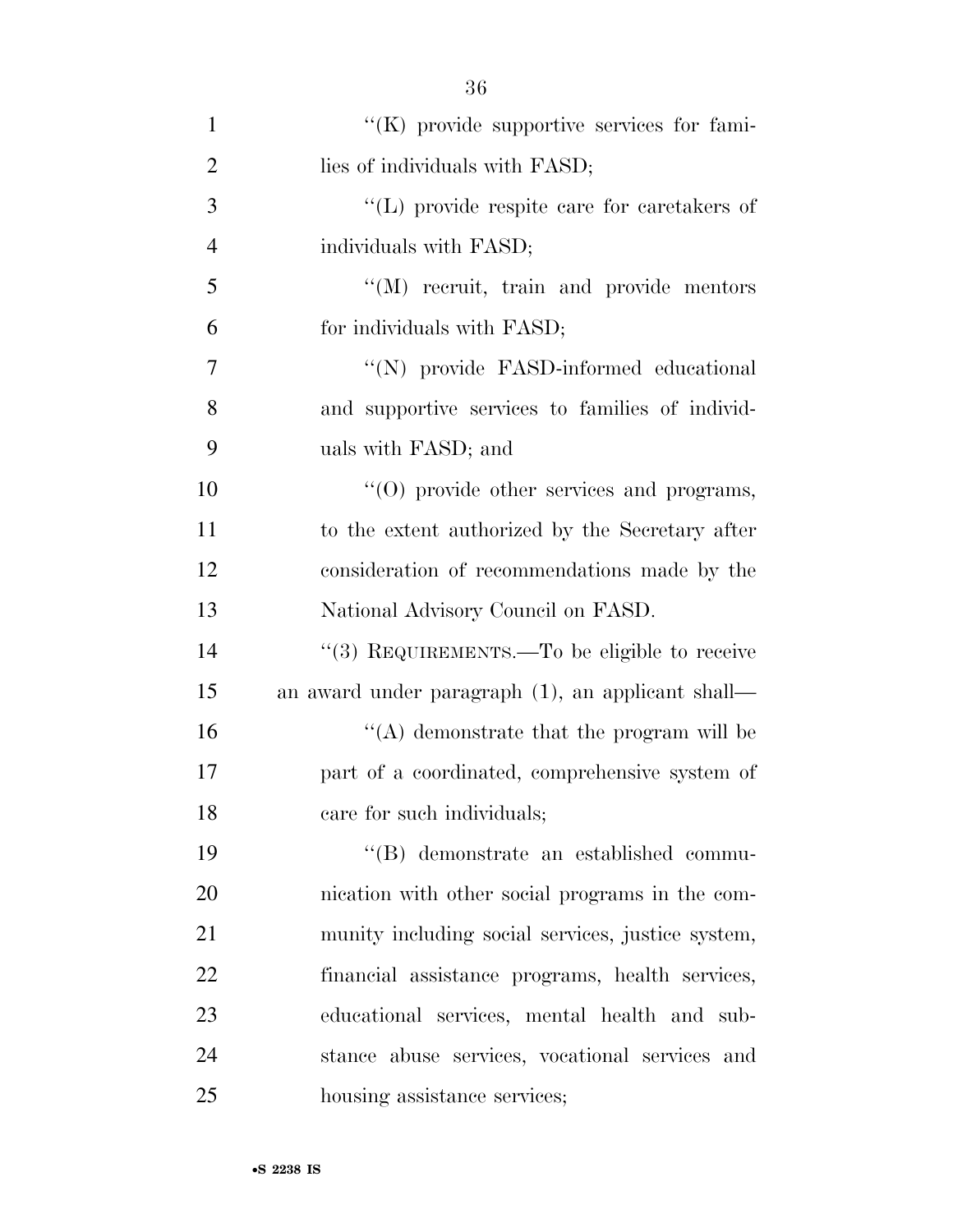''(K) provide supportive services for families of individuals with FASD;

''(L) provide respite care for caretakers of individuals with FASD;

''(M) recruit, train and provide mentors for individuals with FASD;

''(N) provide FASD-informed educational and supportive services to families of individuals with FASD; and

''(O) provide other services and programs, to the extent authorized by the Secretary after consideration of recommendations made by the National Advisory Council on FASD.

''(3) REQUIREMENTS.—To be eligible to receive an award under paragraph (1), an applicant shall—

''(A) demonstrate that the program will be part of a coordinated, comprehensive system of care for such individuals;

''(B) demonstrate an established communication with other social programs in the community including social services, justice system, financial assistance programs, health services, educational services, mental health and substance abuse services, vocational services and housing assistance services;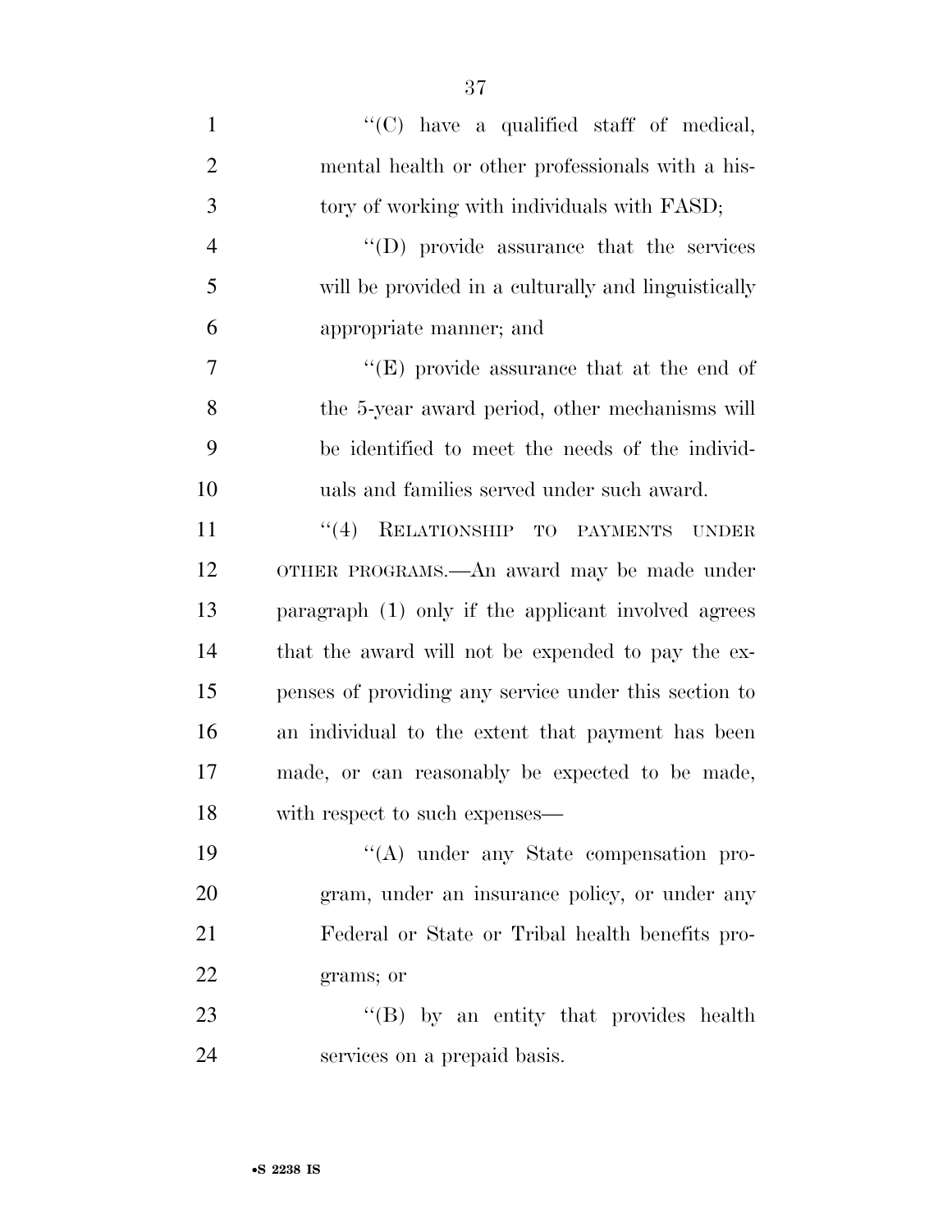''(C) have a qualified staff of medical, mental health or other professionals with a history of working with individuals with FASD;

''(D) provide assurance that the services will be provided in a culturally and linguistically appropriate manner; and

''(E) provide assurance that at the end of the 5-year award period, other mechanisms will be identified to meet the needs of the individuals and families served under such award.

''(4) RELATIONSHIP TO PAYMENTS UNDER OTHER PROGRAMS.—An award may be made under paragraph (1) only if the applicant involved agrees that the award will not be expended to pay the expenses of providing any service under this section to an individual to the extent that payment has been made, or can reasonably be expected to be made, with respect to such expenses—

''(A) under any State compensation program, under an insurance policy, or under any Federal or State or Tribal health benefits programs; or

''(B) by an entity that provides health services on a prepaid basis.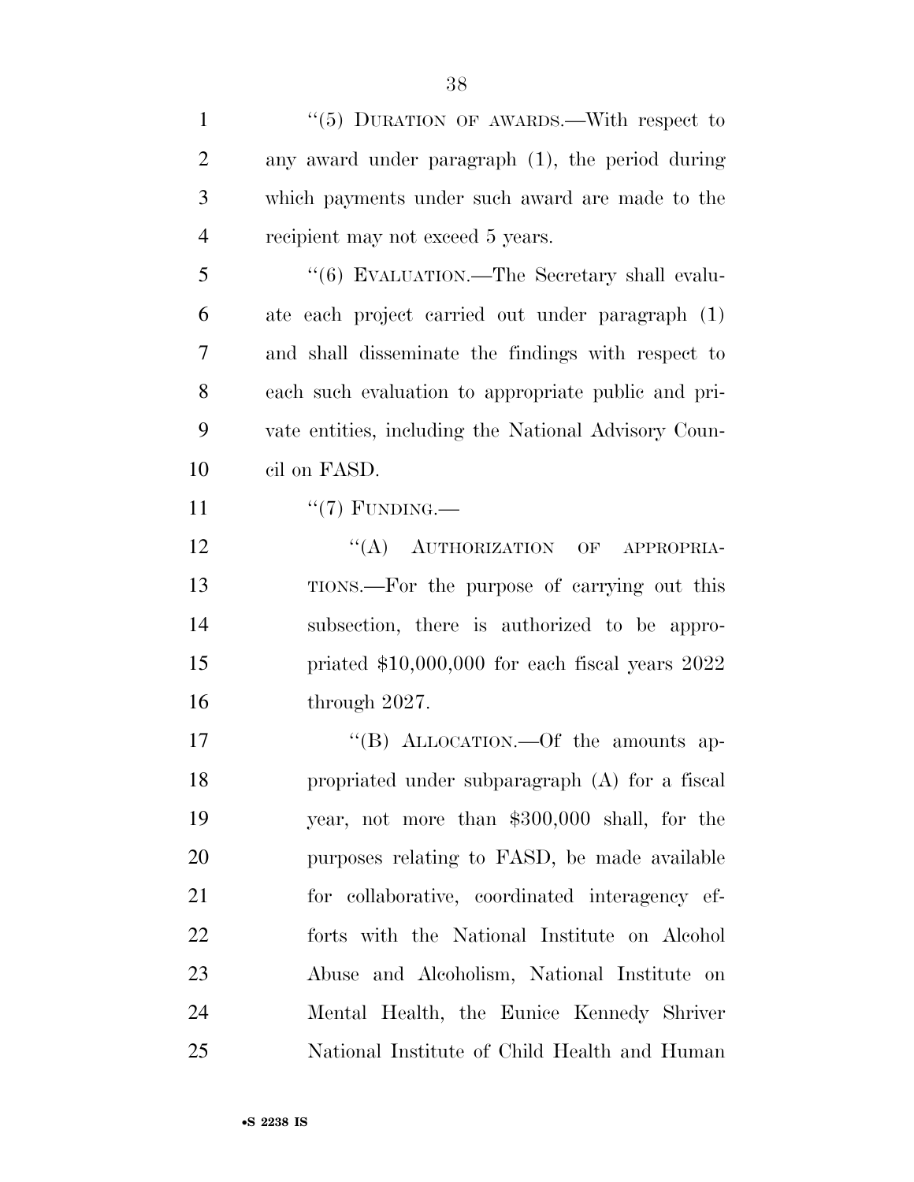"(5) DURATION OF AWARDS.—With respect to any award under paragraph (1), the period during which payments under such award are made to the recipient may not exceed 5 years.

"(6) EVALUATION.—The Secretary shall evaluate each project carried out under paragraph (1) and shall disseminate the findings with respect to each such evaluation to appropriate public and private entities, including the National Advisory Council on FASD.

"(7) FUNDING.—

"(A) AUTHORIZATION OF APPROPRIATIONS.—For the purpose of carrying out this subsection, there is authorized to be appropriated $10,000,000 for each fiscal years 2022 through 2027.

"(B) ALLOCATION.—Of the amounts appropriated under subparagraph (A) for a fiscal year, not more than $300,000 shall, for the purposes relating to FASD, be made available for collaborative, coordinated interagency efforts with the National Institute on Alcohol Abuse and Alcoholism, National Institute on Mental Health, the Eunice Kennedy Shriver National Institute of Child Health and Human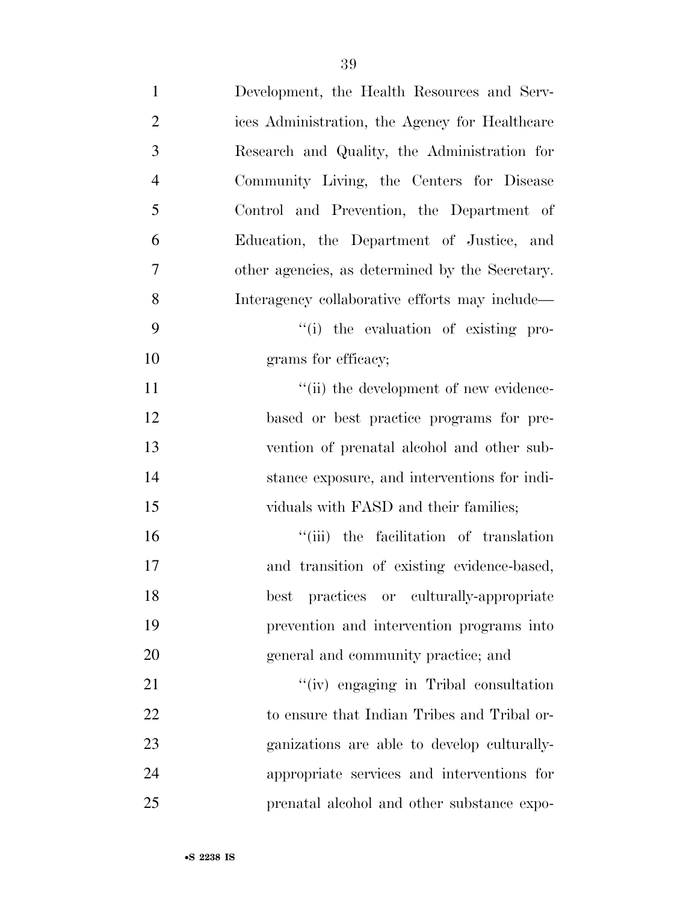Development, the Health Resources and Services Administration, the Agency for Healthcare Research and Quality, the Administration for Community Living, the Centers for Disease Control and Prevention, the Department of Education, the Department of Justice, and other agencies, as determined by the Secretary. Interagency collaborative efforts may include—

''(i) the evaluation of existing programs for efficacy;

''(ii) the development of new evidence-based or best practice programs for prevention of prenatal alcohol and other substance exposure, and interventions for individuals with FASD and their families;

''(iii) the facilitation of translation and transition of existing evidence-based, best practices or culturally-appropriate prevention and intervention programs into general and community practice; and

''(iv) engaging in Tribal consultation to ensure that Indian Tribes and Tribal organizations are able to develop culturally-appropriate services and interventions for prenatal alcohol and other substance expo-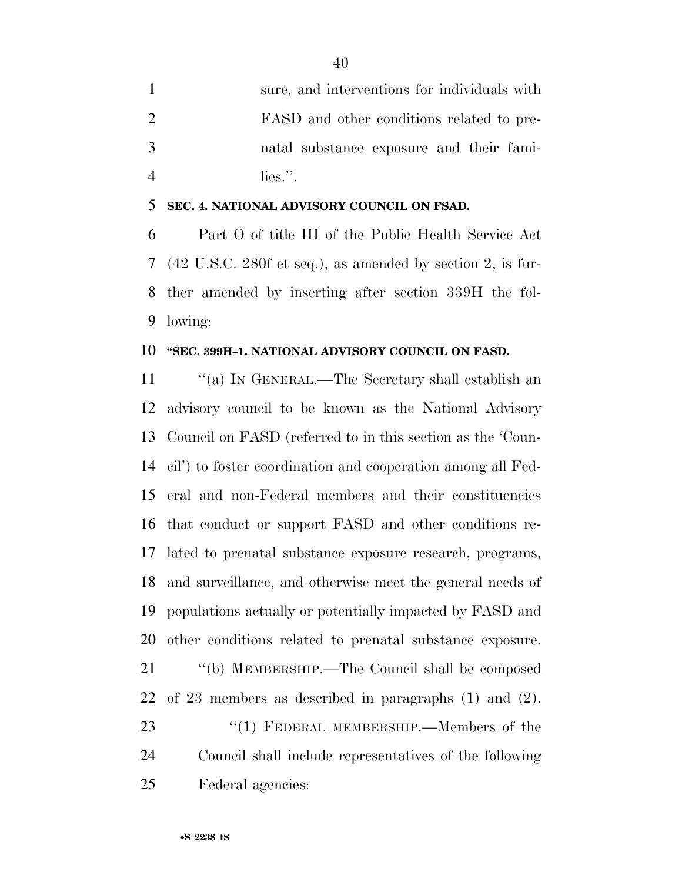sure, and interventions for individuals with FASD and other conditions related to prenatal substance exposure and their families.''.

**SEC. 4. NATIONAL ADVISORY COUNCIL ON FSAD.**

Part O of title III of the Public Health Service Act (42 U.S.C. 280f et seq.), as amended by section 2, is further amended by inserting after section 339H the following:

**''SEC. 399H–1. NATIONAL ADVISORY COUNCIL ON FASD.**

''(a) IN GENERAL.—The Secretary shall establish an advisory council to be known as the National Advisory Council on FASD (referred to in this section as the 'Council') to foster coordination and cooperation among all Federal and non-Federal members and their constituencies that conduct or support FASD and other conditions related to prenatal substance exposure research, programs, and surveillance, and otherwise meet the general needs of populations actually or potentially impacted by FASD and other conditions related to prenatal substance exposure.

''(b) MEMBERSHIP.—The Council shall be composed of 23 members as described in paragraphs (1) and (2).

''(1) FEDERAL MEMBERSHIP.—Members of the Council shall include representatives of the following Federal agencies: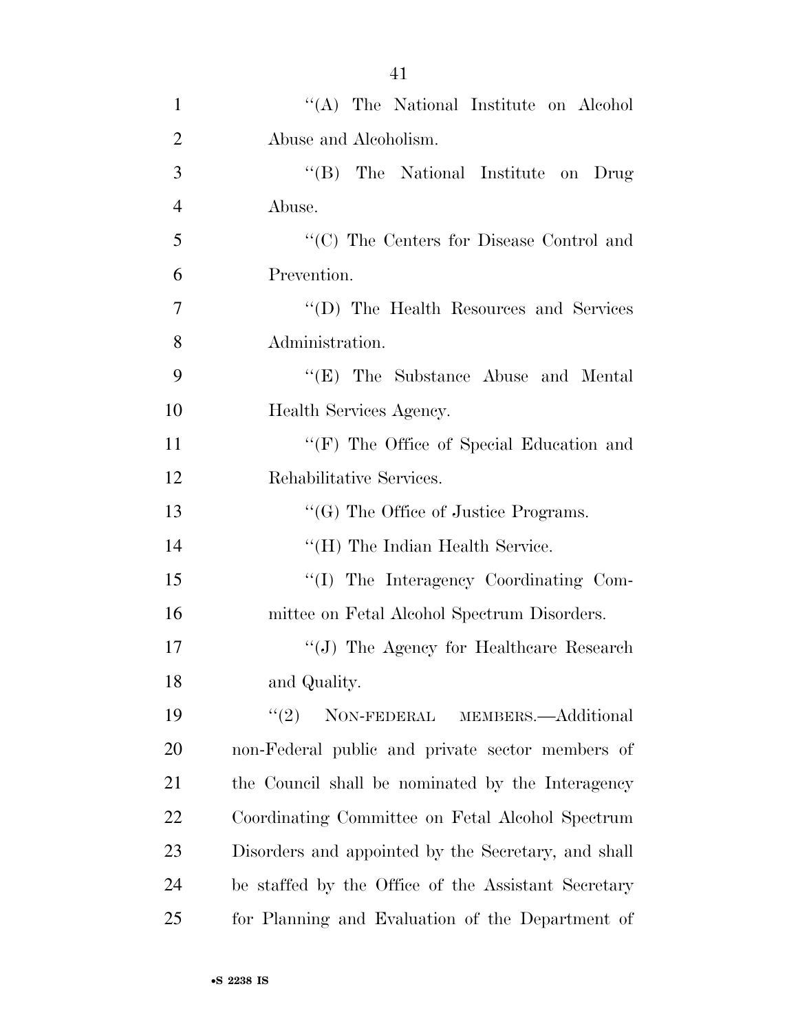''(A) The National Institute on Alcohol Abuse and Alcoholism.

''(B) The National Institute on Drug Abuse.

''(C) The Centers for Disease Control and Prevention.

''(D) The Health Resources and Services Administration.

''(E) The Substance Abuse and Mental Health Services Agency.

''(F) The Office of Special Education and Rehabilitative Services.

''(G) The Office of Justice Programs.

''(H) The Indian Health Service.

''(I) The Interagency Coordinating Committee on Fetal Alcohol Spectrum Disorders.

''(J) The Agency for Healthcare Research and Quality.

''(2) NON-FEDERAL MEMBERS.—Additional non-Federal public and private sector members of the Council shall be nominated by the Interagency Coordinating Committee on Fetal Alcohol Spectrum Disorders and appointed by the Secretary, and shall be staffed by the Office of the Assistant Secretary for Planning and Evaluation of the Department of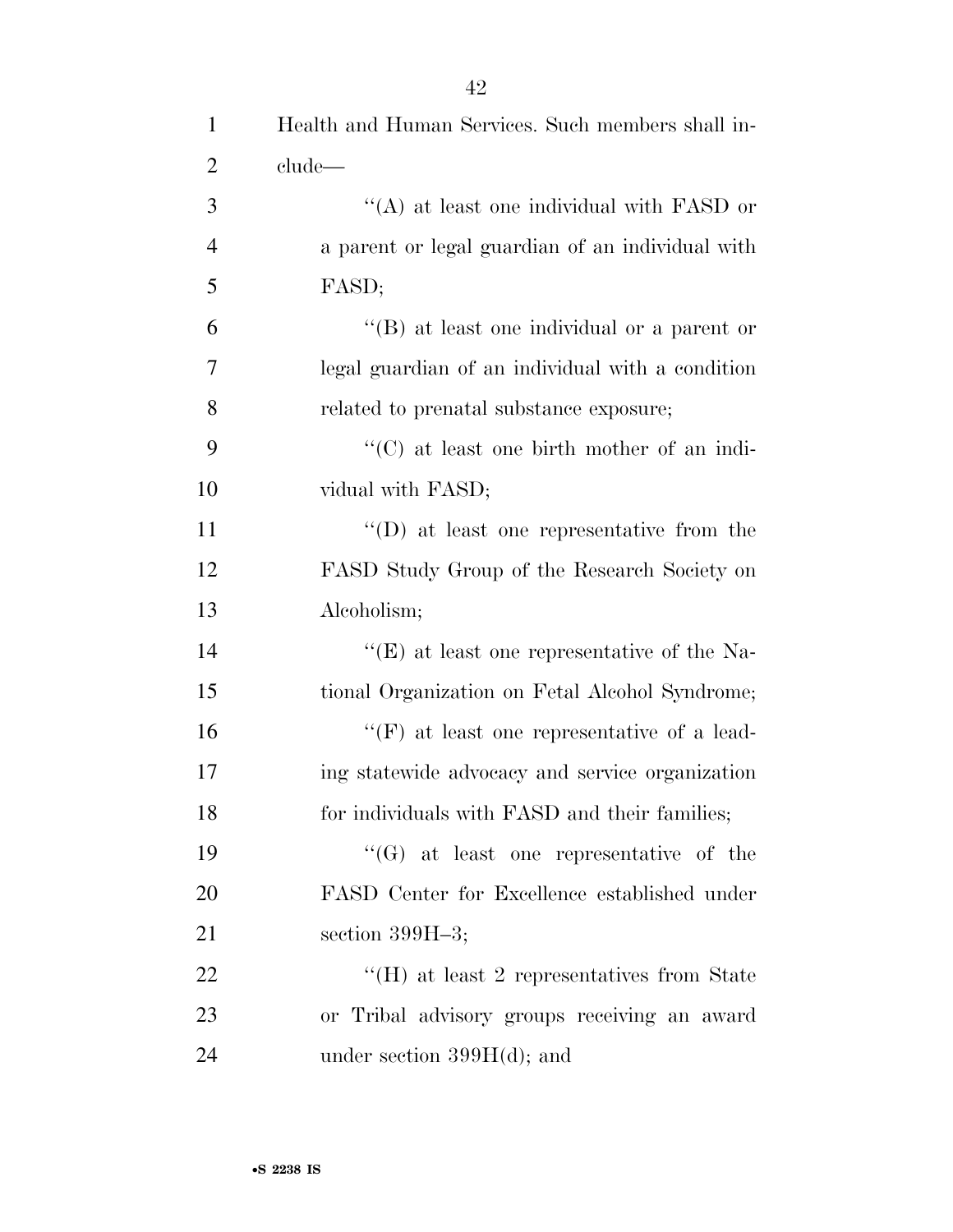Health and Human Services. Such members shall include—

''(A) at least one individual with FASD or a parent or legal guardian of an individual with FASD;

''(B) at least one individual or a parent or legal guardian of an individual with a condition related to prenatal substance exposure;

''(C) at least one birth mother of an individual with FASD;

''(D) at least one representative from the FASD Study Group of the Research Society on Alcoholism;

''(E) at least one representative of the National Organization on Fetal Alcohol Syndrome;

''(F) at least one representative of a leading statewide advocacy and service organization for individuals with FASD and their families;

''(G) at least one representative of the FASD Center for Excellence established under section 399H–3;

''(H) at least 2 representatives from State or Tribal advisory groups receiving an award under section 399H(d); and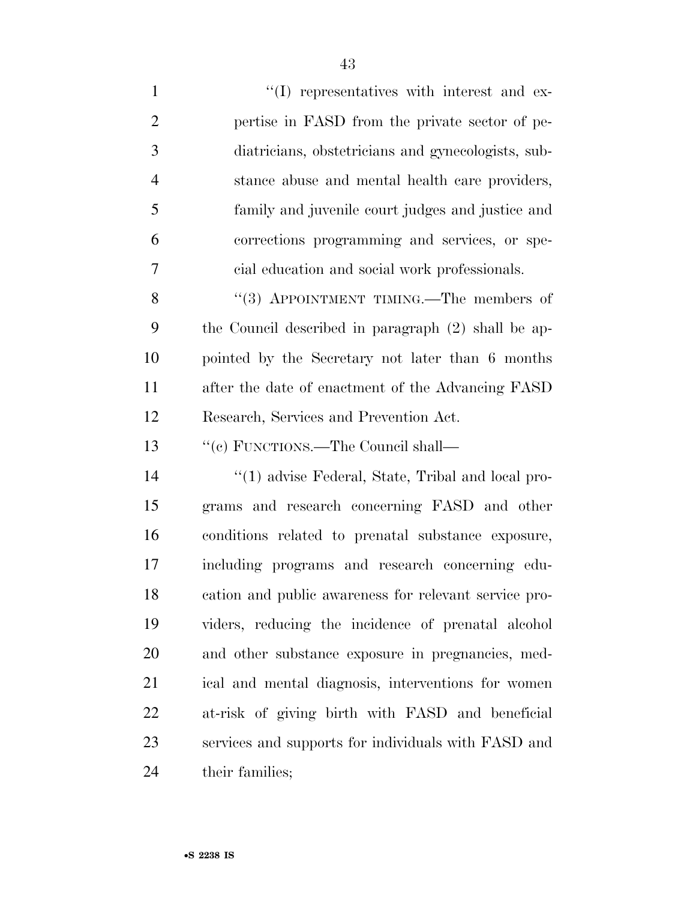"(I) representatives with interest and expertise in FASD from the private sector of pediatricians, obstetricians and gynecologists, substance abuse and mental health care providers, family and juvenile court judges and justice and corrections programming and services, or special education and social work professionals.

"(3) APPOINTMENT TIMING.—The members of the Council described in paragraph (2) shall be appointed by the Secretary not later than 6 months after the date of enactment of the Advancing FASD Research, Services and Prevention Act.

"(c) FUNCTIONS.—The Council shall—

"(1) advise Federal, State, Tribal and local programs and research concerning FASD and other conditions related to prenatal substance exposure, including programs and research concerning education and public awareness for relevant service providers, reducing the incidence of prenatal alcohol and other substance exposure in pregnancies, medical and mental diagnosis, interventions for women at-risk of giving birth with FASD and beneficial services and supports for individuals with FASD and their families;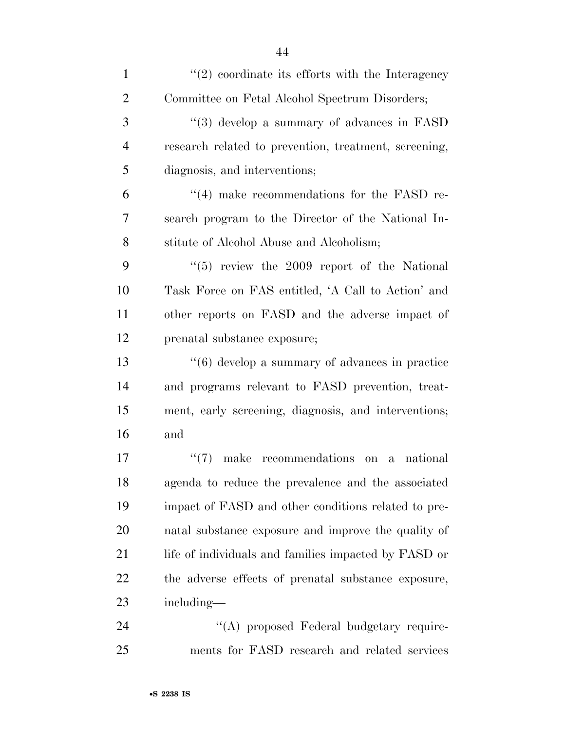''(2) coordinate its efforts with the Interagency Committee on Fetal Alcohol Spectrum Disorders;

''(3) develop a summary of advances in FASD research related to prevention, treatment, screening, diagnosis, and interventions;

''(4) make recommendations for the FASD research program to the Director of the National Institute of Alcohol Abuse and Alcoholism;

''(5) review the 2009 report of the National Task Force on FAS entitled, 'A Call to Action' and other reports on FASD and the adverse impact of prenatal substance exposure;

''(6) develop a summary of advances in practice and programs relevant to FASD prevention, treatment, early screening, diagnosis, and interventions; and

''(7) make recommendations on a national agenda to reduce the prevalence and the associated impact of FASD and other conditions related to prenatal substance exposure and improve the quality of life of individuals and families impacted by FASD or the adverse effects of prenatal substance exposure, including—

''(A) proposed Federal budgetary requirements for FASD research and related services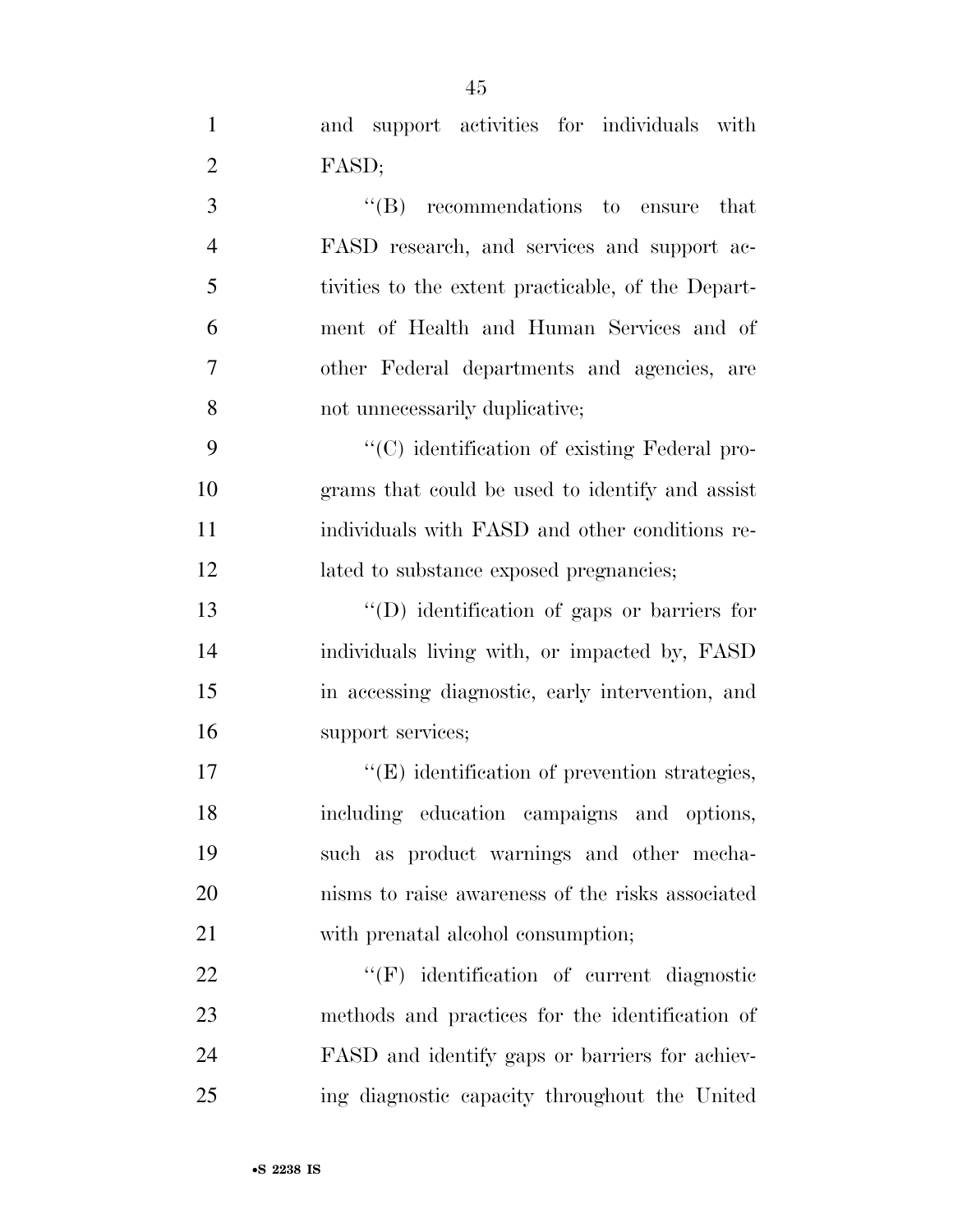and support activities for individuals with FASD;

''(B) recommendations to ensure that FASD research, and services and support activities to the extent practicable, of the Department of Health and Human Services and of other Federal departments and agencies, are not unnecessarily duplicative;

''(C) identification of existing Federal programs that could be used to identify and assist individuals with FASD and other conditions related to substance exposed pregnancies;

''(D) identification of gaps or barriers for individuals living with, or impacted by, FASD in accessing diagnostic, early intervention, and support services;

''(E) identification of prevention strategies, including education campaigns and options, such as product warnings and other mechanisms to raise awareness of the risks associated with prenatal alcohol consumption;

''(F) identification of current diagnostic methods and practices for the identification of FASD and identify gaps or barriers for achieving diagnostic capacity throughout the United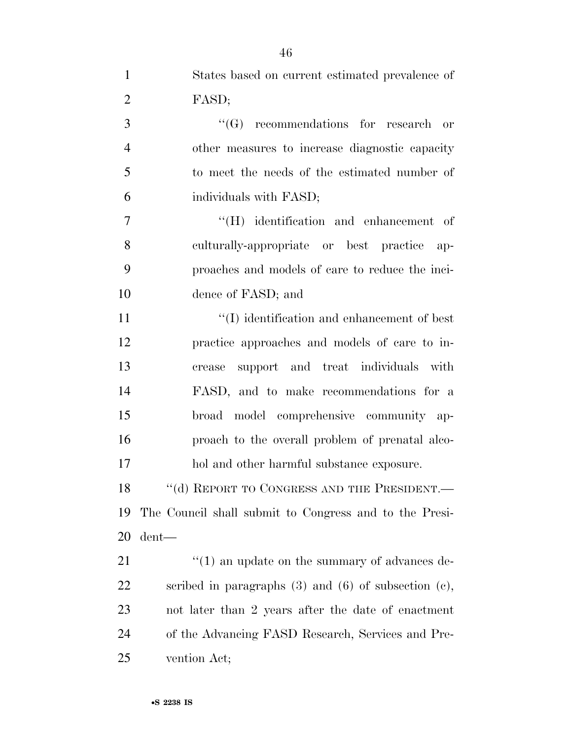States based on current estimated prevalence of FASD;

''(G) recommendations for research or other measures to increase diagnostic capacity to meet the needs of the estimated number of individuals with FASD;

''(H) identification and enhancement of culturally-appropriate or best practice approaches and models of care to reduce the incidence of FASD; and

''(I) identification and enhancement of best practice approaches and models of care to increase support and treat individuals with FASD, and to make recommendations for a broad model comprehensive community approach to the overall problem of prenatal alcohol and other harmful substance exposure.

''(d) REPORT TO CONGRESS AND THE PRESIDENT.—The Council shall submit to Congress and to the President—

''(1) an update on the summary of advances described in paragraphs (3) and (6) of subsection (c), not later than 2 years after the date of enactment of the Advancing FASD Research, Services and Prevention Act;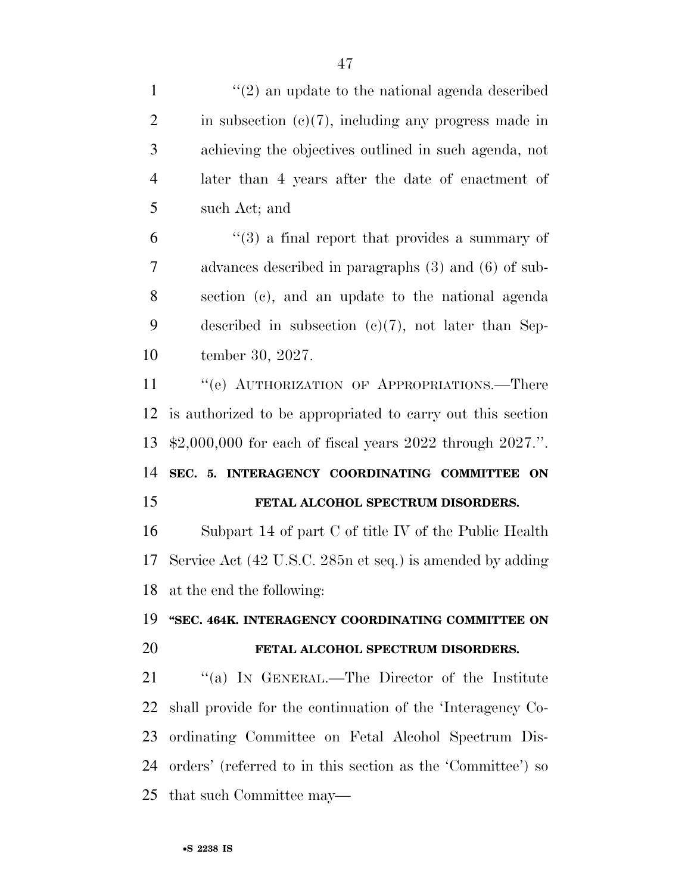"(2) an update to the national agenda described in subsection (c)(7), including any progress made in achieving the objectives outlined in such agenda, not later than 4 years after the date of enactment of such Act; and

"(3) a final report that provides a summary of advances described in paragraphs (3) and (6) of subsection (c), and an update to the national agenda described in subsection (c)(7), not later than September 30, 2027.

"(e) AUTHORIZATION OF APPROPRIATIONS.—There is authorized to be appropriated to carry out this section $2,000,000 for each of fiscal years 2022 through 2027.".

**SEC. 5. INTERAGENCY COORDINATING COMMITTEE ON FETAL ALCOHOL SPECTRUM DISORDERS.**

Subpart 14 of part C of title IV of the Public Health Service Act (42 U.S.C. 285n et seq.) is amended by adding at the end the following:

**"SEC. 464K. INTERAGENCY COORDINATING COMMITTEE ON FETAL ALCOHOL SPECTRUM DISORDERS.**

"(a) IN GENERAL.—The Director of the Institute shall provide for the continuation of the 'Interagency Coordinating Committee on Fetal Alcohol Spectrum Disorders' (referred to in this section as the 'Committee') so that such Committee may—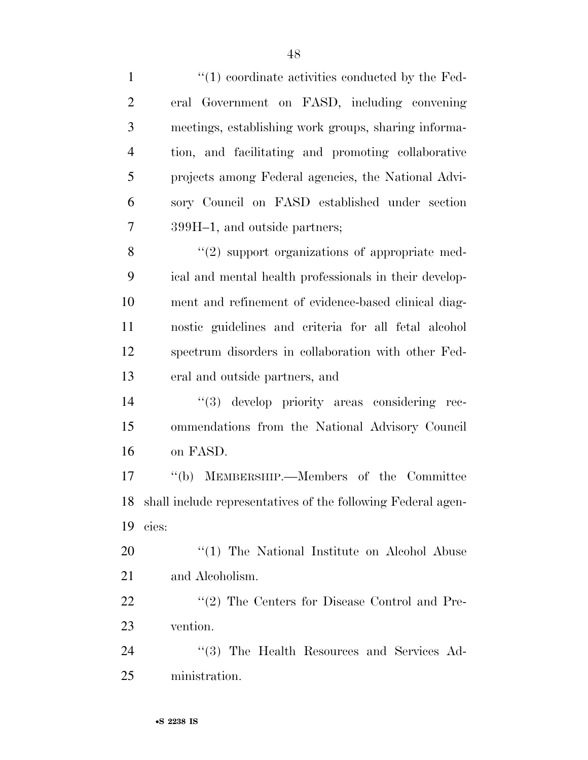''(1) coordinate activities conducted by the Federal Government on FASD, including convening meetings, establishing work groups, sharing information, and facilitating and promoting collaborative projects among Federal agencies, the National Advisory Council on FASD established under section 399H–1, and outside partners;

''(2) support organizations of appropriate medical and mental health professionals in their development and refinement of evidence-based clinical diagnostic guidelines and criteria for all fetal alcohol spectrum disorders in collaboration with other Federal and outside partners, and

''(3) develop priority areas considering recommendations from the National Advisory Council on FASD.

''(b) MEMBERSHIP.—Members of the Committee shall include representatives of the following Federal agencies:

''(1) The National Institute on Alcohol Abuse and Alcoholism.

''(2) The Centers for Disease Control and Prevention.

''(3) The Health Resources and Services Administration.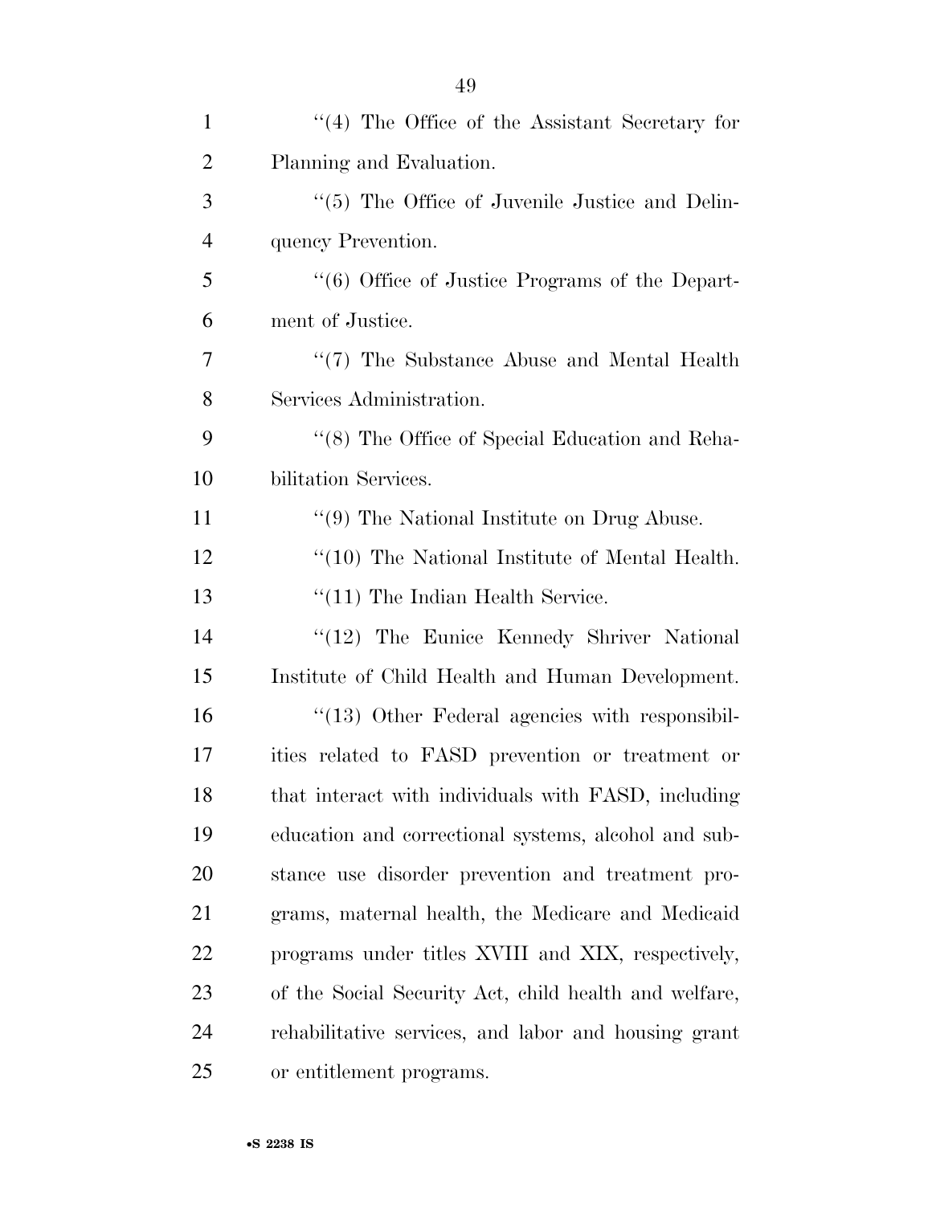''(4) The Office of the Assistant Secretary for Planning and Evaluation.

''(5) The Office of Juvenile Justice and Delinquency Prevention.

''(6) Office of Justice Programs of the Department of Justice.

''(7) The Substance Abuse and Mental Health Services Administration.

''(8) The Office of Special Education and Rehabilitation Services.

''(9) The National Institute on Drug Abuse.

''(10) The National Institute of Mental Health.

''(11) The Indian Health Service.

''(12) The Eunice Kennedy Shriver National Institute of Child Health and Human Development.

''(13) Other Federal agencies with responsibilities related to FASD prevention or treatment or that interact with individuals with FASD, including education and correctional systems, alcohol and substance use disorder prevention and treatment programs, maternal health, the Medicare and Medicaid programs under titles XVIII and XIX, respectively, of the Social Security Act, child health and welfare, rehabilitative services, and labor and housing grant or entitlement programs.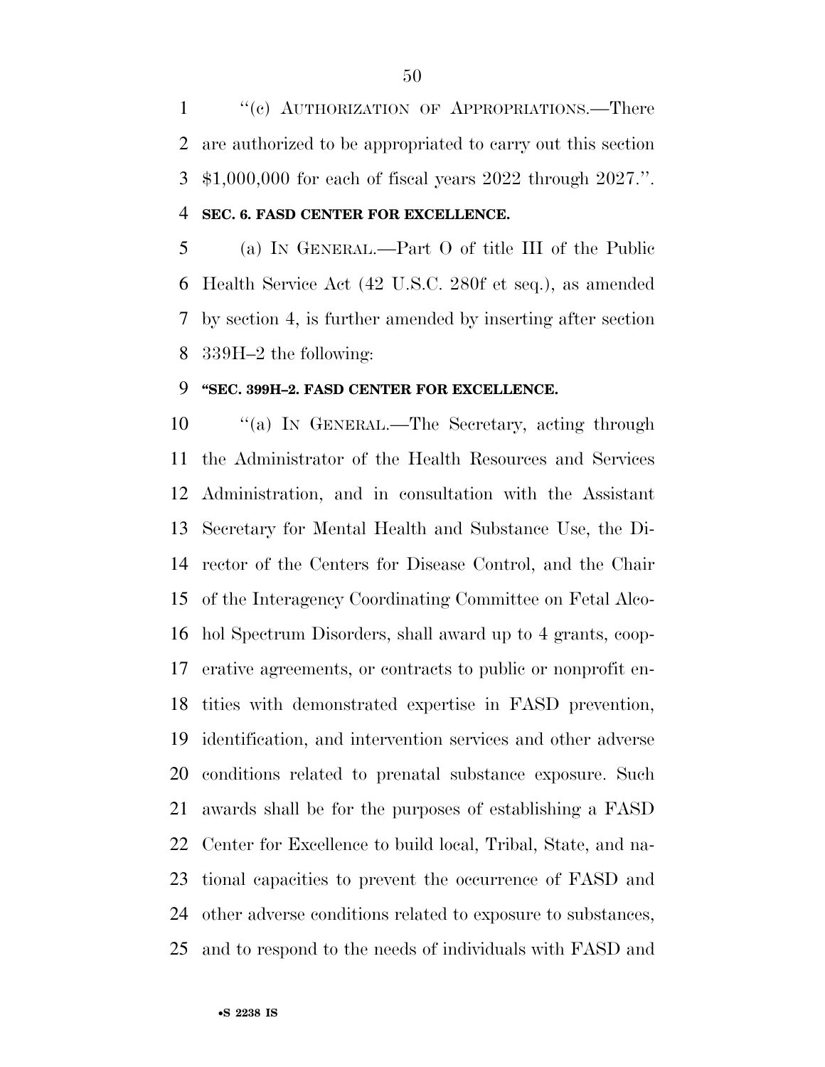"(c) AUTHORIZATION OF APPROPRIATIONS.—There are authorized to be appropriated to carry out this section $1,000,000 for each of fiscal years 2022 through 2027.".

**SEC. 6. FASD CENTER FOR EXCELLENCE.**

(a) IN GENERAL.—Part O of title III of the Public Health Service Act (42 U.S.C. 280f et seq.), as amended by section 4, is further amended by inserting after section 339H–2 the following:

**"SEC. 399H–2. FASD CENTER FOR EXCELLENCE.**

"(a) IN GENERAL.—The Secretary, acting through the Administrator of the Health Resources and Services Administration, and in consultation with the Assistant Secretary for Mental Health and Substance Use, the Director of the Centers for Disease Control, and the Chair of the Interagency Coordinating Committee on Fetal Alcohol Spectrum Disorders, shall award up to 4 grants, cooperative agreements, or contracts to public or nonprofit entities with demonstrated expertise in FASD prevention, identification, and intervention services and other adverse conditions related to prenatal substance exposure. Such awards shall be for the purposes of establishing a FASD Center for Excellence to build local, Tribal, State, and national capacities to prevent the occurrence of FASD and other adverse conditions related to exposure to substances, and to respond to the needs of individuals with FASD and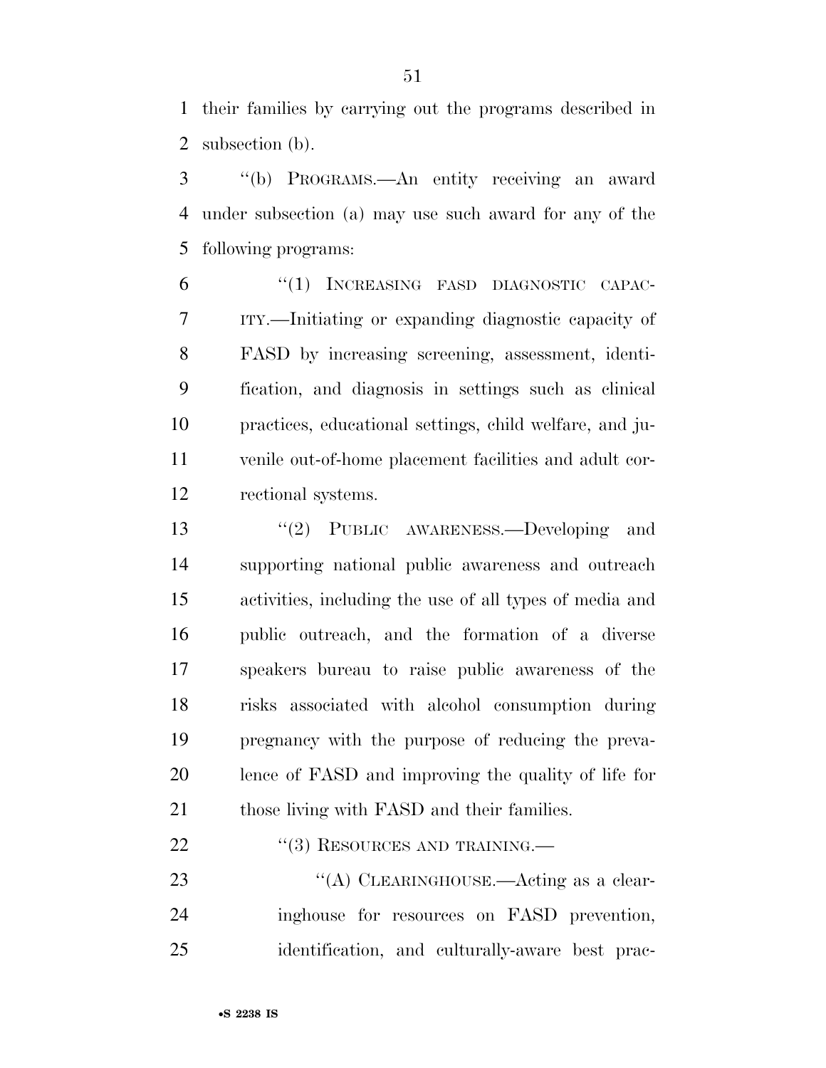their families by carrying out the programs described in subsection (b).

''(b) PROGRAMS.—An entity receiving an award under subsection (a) may use such award for any of the following programs:

''(1) INCREASING FASD DIAGNOSTIC CAPACITY.—Initiating or expanding diagnostic capacity of FASD by increasing screening, assessment, identification, and diagnosis in settings such as clinical practices, educational settings, child welfare, and juvenile out-of-home placement facilities and adult correctional systems.

''(2) PUBLIC AWARENESS.—Developing and supporting national public awareness and outreach activities, including the use of all types of media and public outreach, and the formation of a diverse speakers bureau to raise public awareness of the risks associated with alcohol consumption during pregnancy with the purpose of reducing the prevalence of FASD and improving the quality of life for those living with FASD and their families.

''(3) RESOURCES AND TRAINING.—

''(A) CLEARINGHOUSE.—Acting as a clearinghouse for resources on FASD prevention, identification, and culturally-aware best prac-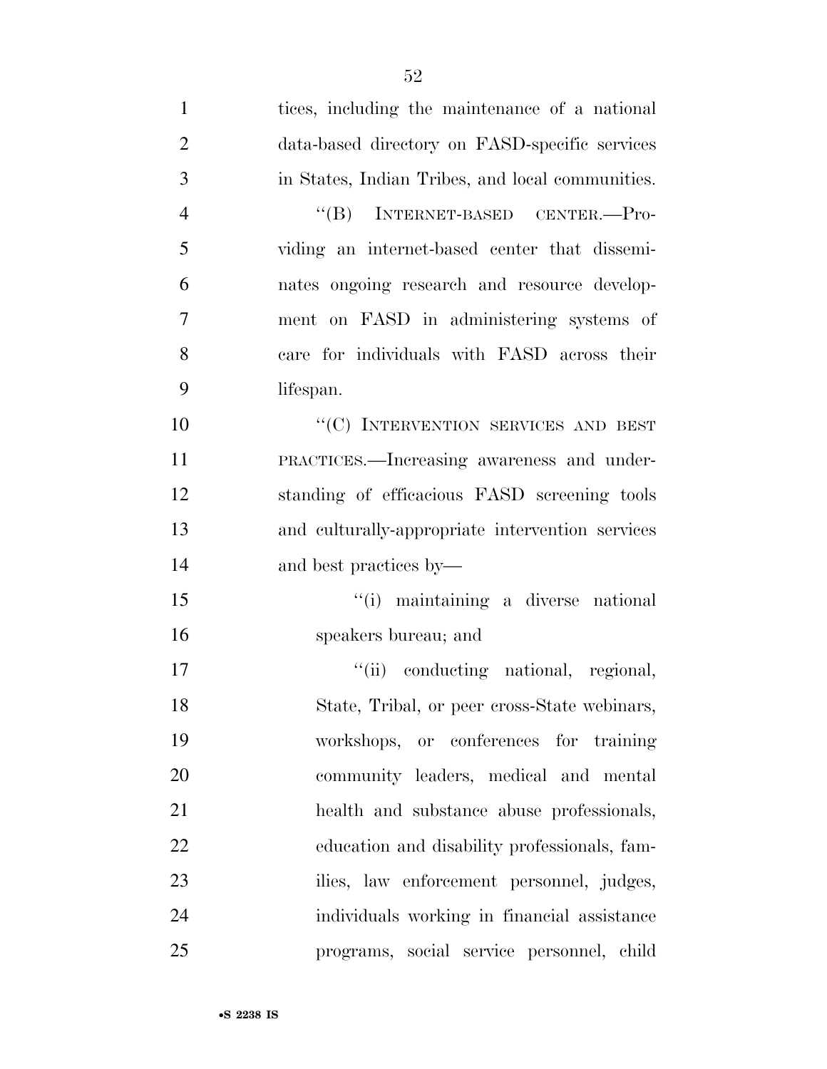tices, including the maintenance of a national data-based directory on FASD-specific services in States, Indian Tribes, and local communities.

"(B) INTERNET-BASED CENTER.—Providing an internet-based center that disseminates ongoing research and resource development on FASD in administering systems of care for individuals with FASD across their lifespan.

"(C) INTERVENTION SERVICES AND BEST PRACTICES.—Increasing awareness and understanding of efficacious FASD screening tools and culturally-appropriate intervention services and best practices by—

"(i) maintaining a diverse national speakers bureau; and

"(ii) conducting national, regional, State, Tribal, or peer cross-State webinars, workshops, or conferences for training community leaders, medical and mental health and substance abuse professionals, education and disability professionals, families, law enforcement personnel, judges, individuals working in financial assistance programs, social service personnel, child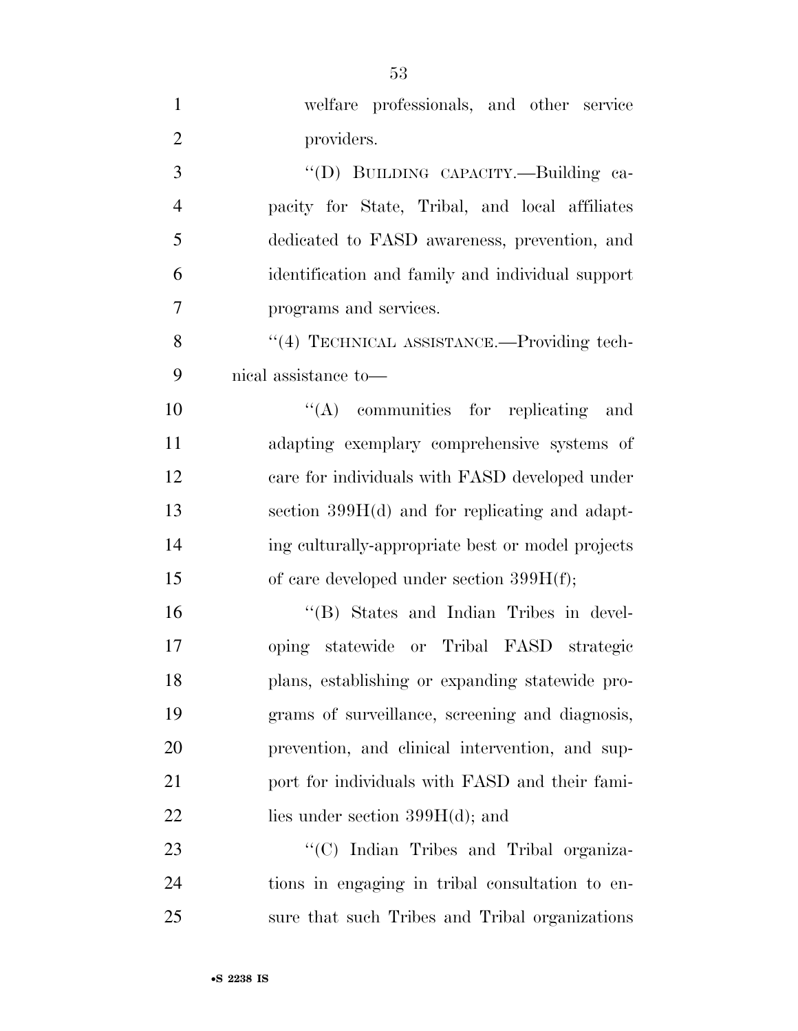welfare professionals, and other service providers.

''(D) BUILDING CAPACITY.—Building capacity for State, Tribal, and local affiliates dedicated to FASD awareness, prevention, and identification and family and individual support programs and services.

''(4) TECHNICAL ASSISTANCE.—Providing technical assistance to—

''(A) communities for replicating and adapting exemplary comprehensive systems of care for individuals with FASD developed under section 399H(d) and for replicating and adapting culturally-appropriate best or model projects of care developed under section 399H(f);

''(B) States and Indian Tribes in developing statewide or Tribal FASD strategic plans, establishing or expanding statewide programs of surveillance, screening and diagnosis, prevention, and clinical intervention, and support for individuals with FASD and their families under section 399H(d); and

''(C) Indian Tribes and Tribal organizations in engaging in tribal consultation to ensure that such Tribes and Tribal organizations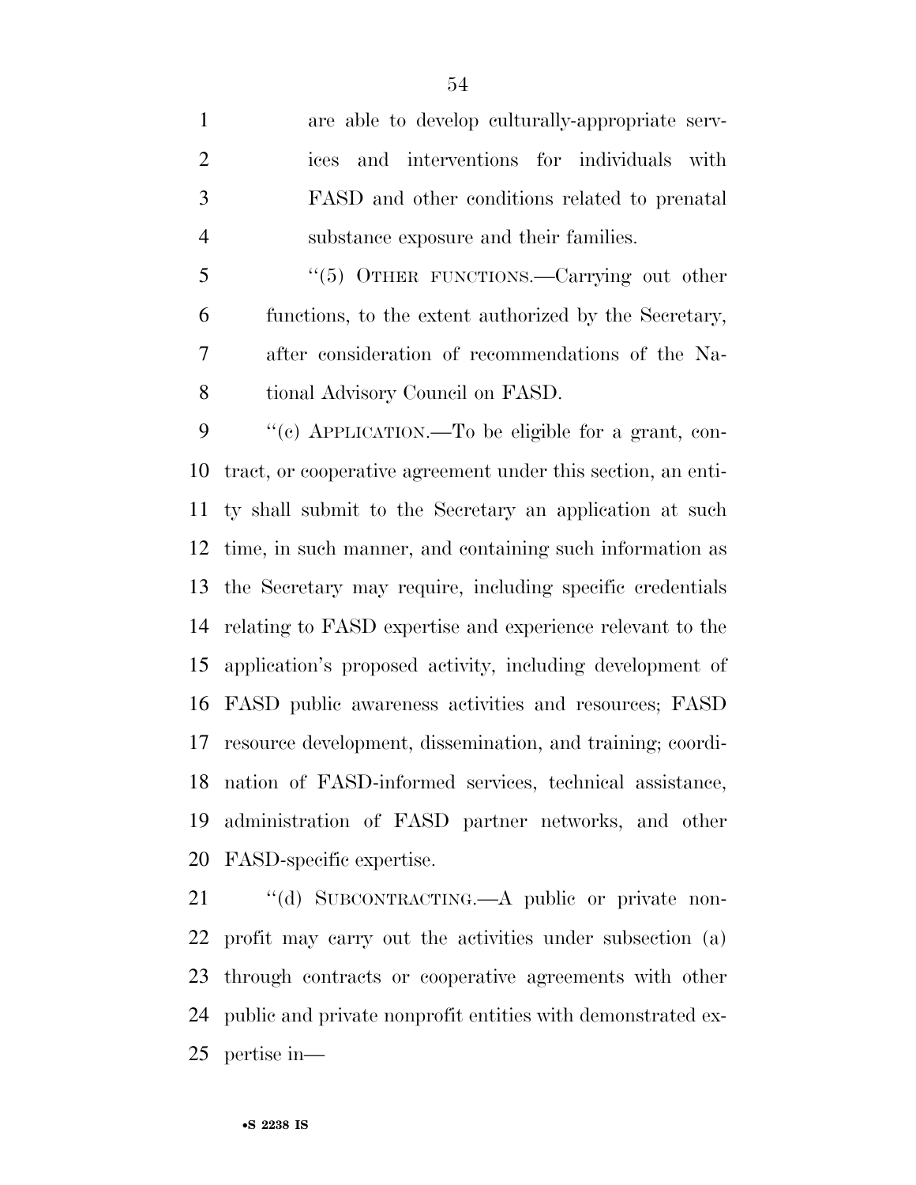are able to develop culturally-appropriate services and interventions for individuals with FASD and other conditions related to prenatal substance exposure and their families.

''(5) OTHER FUNCTIONS.—Carrying out other functions, to the extent authorized by the Secretary, after consideration of recommendations of the National Advisory Council on FASD.

''(c) APPLICATION.—To be eligible for a grant, contract, or cooperative agreement under this section, an entity shall submit to the Secretary an application at such time, in such manner, and containing such information as the Secretary may require, including specific credentials relating to FASD expertise and experience relevant to the application's proposed activity, including development of FASD public awareness activities and resources; FASD resource development, dissemination, and training; coordination of FASD-informed services, technical assistance, administration of FASD partner networks, and other FASD-specific expertise.

''(d) SUBCONTRACTING.—A public or private nonprofit may carry out the activities under subsection (a) through contracts or cooperative agreements with other public and private nonprofit entities with demonstrated expertise in—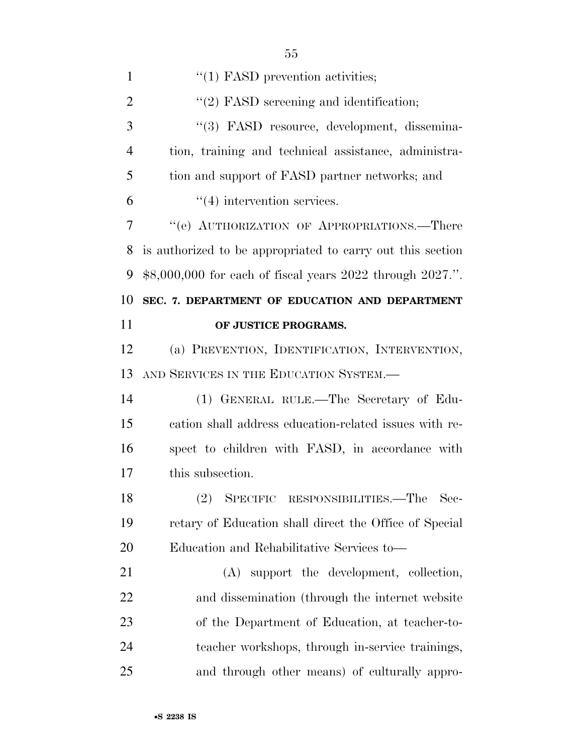"(1) FASD prevention activities;

"(2) FASD screening and identification;

"(3) FASD resource, development, dissemination, training and technical assistance, administration and support of FASD partner networks; and

"(4) intervention services.

"(e) AUTHORIZATION OF APPROPRIATIONS.—There is authorized to be appropriated to carry out this section $8,000,000 for each of fiscal years 2022 through 2027.".

**SEC. 7. DEPARTMENT OF EDUCATION AND DEPARTMENT OF JUSTICE PROGRAMS.**

(a) PREVENTION, IDENTIFICATION, INTERVENTION, AND SERVICES IN THE EDUCATION SYSTEM.—

(1) GENERAL RULE.—The Secretary of Education shall address education-related issues with respect to children with FASD, in accordance with this subsection.

(2) SPECIFIC RESPONSIBILITIES.—The Secretary of Education shall direct the Office of Special Education and Rehabilitative Services to—

(A) support the development, collection, and dissemination (through the internet website of the Department of Education, at teacher-to-teacher workshops, through in-service trainings, and through other means) of culturally appro-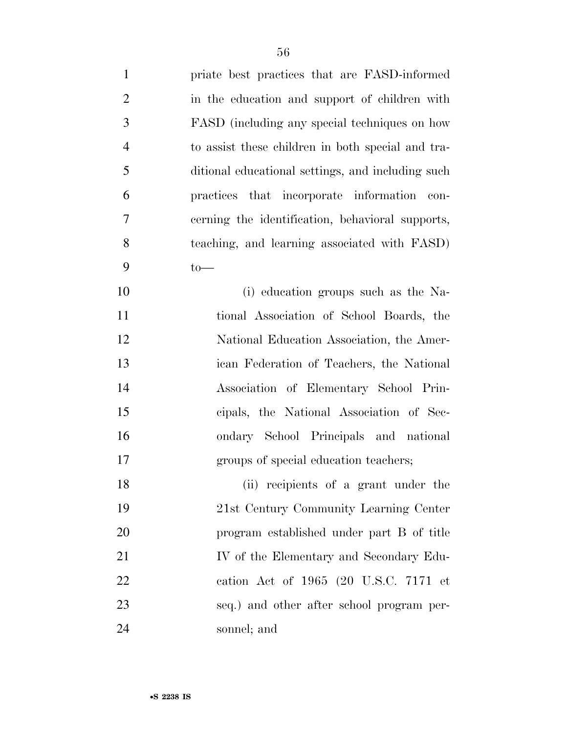priate best practices that are FASD-informed in the education and support of children with FASD (including any special techniques on how to assist these children in both special and traditional educational settings, and including such practices that incorporate information concerning the identification, behavioral supports, teaching, and learning associated with FASD) to—

(i) education groups such as the National Association of School Boards, the National Education Association, the American Federation of Teachers, the National Association of Elementary School Principals, the National Association of Secondary School Principals and national groups of special education teachers;

(ii) recipients of a grant under the 21st Century Community Learning Center program established under part B of title IV of the Elementary and Secondary Education Act of 1965 (20 U.S.C. 7171 et seq.) and other after school program personnel; and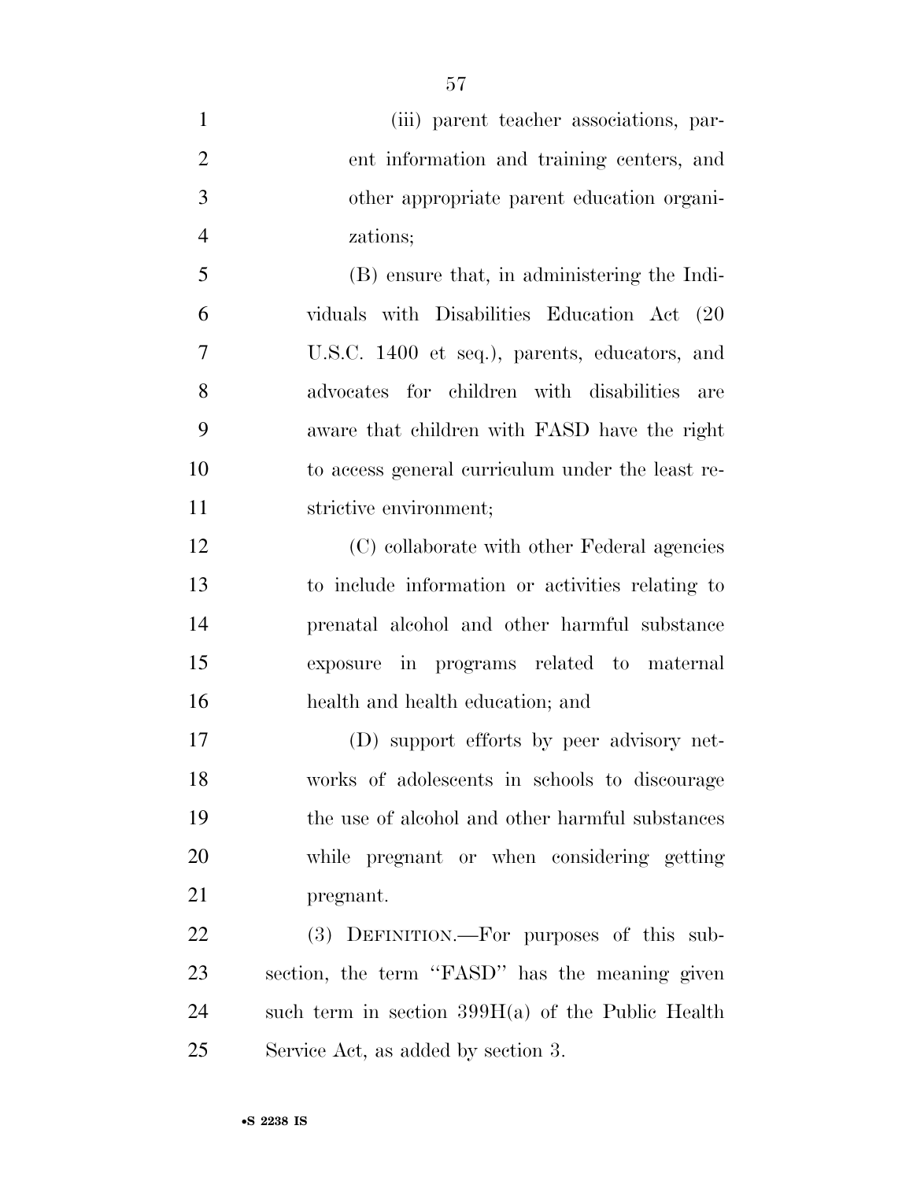(iii) parent teacher associations, parent information and training centers, and other appropriate parent education organizations;

(B) ensure that, in administering the Individuals with Disabilities Education Act (20 U.S.C. 1400 et seq.), parents, educators, and advocates for children with disabilities are aware that children with FASD have the right to access general curriculum under the least restrictive environment;

(C) collaborate with other Federal agencies to include information or activities relating to prenatal alcohol and other harmful substance exposure in programs related to maternal health and health education; and

(D) support efforts by peer advisory networks of adolescents in schools to discourage the use of alcohol and other harmful substances while pregnant or when considering getting pregnant.

(3) DEFINITION.—For purposes of this subsection, the term "FASD" has the meaning given such term in section 399H(a) of the Public Health Service Act, as added by section 3.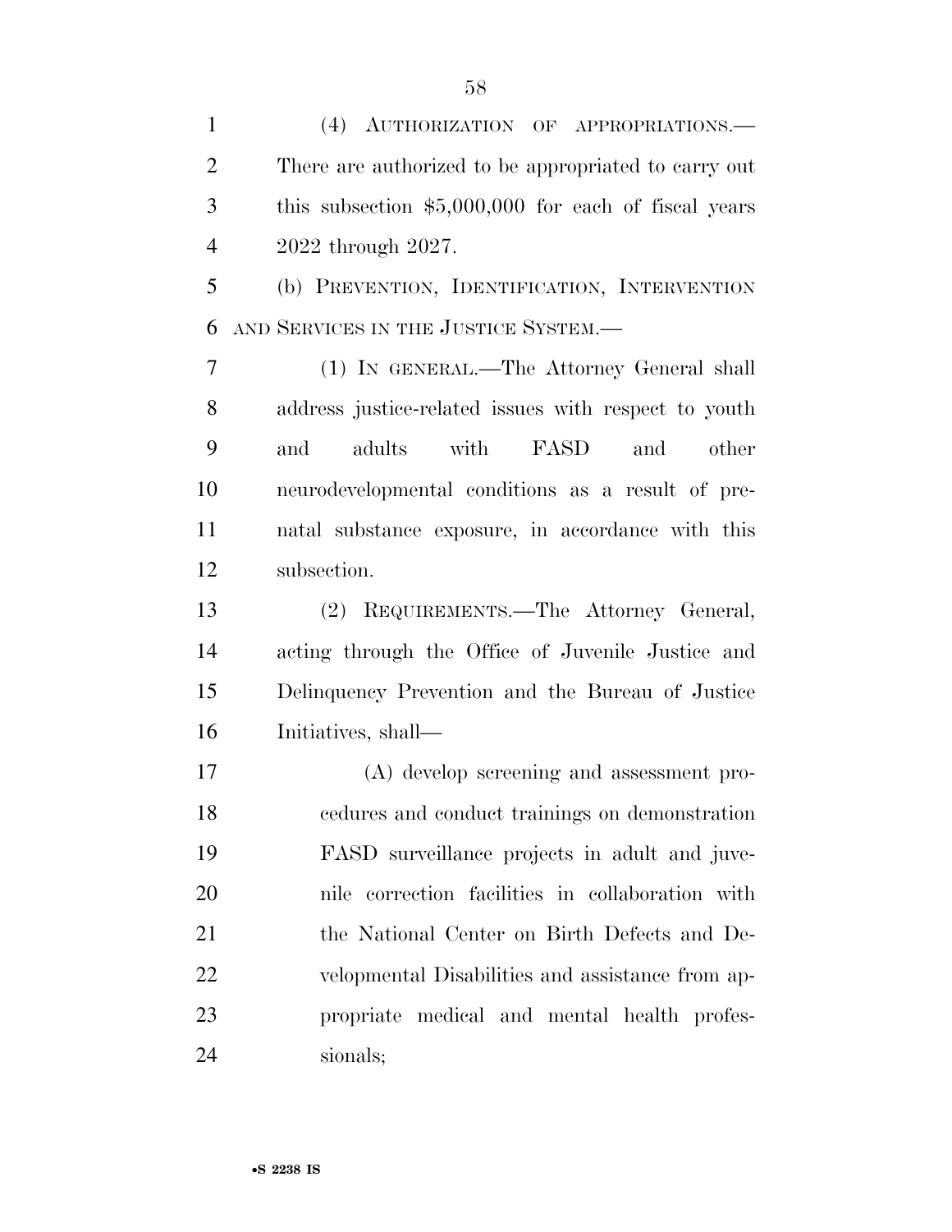(4) AUTHORIZATION OF APPROPRIATIONS.—There are authorized to be appropriated to carry out this subsection $5,000,000 for each of fiscal years 2022 through 2027.

(b) PREVENTION, IDENTIFICATION, INTERVENTION AND SERVICES IN THE JUSTICE SYSTEM.—

(1) IN GENERAL.—The Attorney General shall address justice-related issues with respect to youth and adults with FASD and other neurodevelopmental conditions as a result of pre-natal substance exposure, in accordance with this subsection.

(2) REQUIREMENTS.—The Attorney General, acting through the Office of Juvenile Justice and Delinquency Prevention and the Bureau of Justice Initiatives, shall—

(A) develop screening and assessment procedures and conduct trainings on demonstration FASD surveillance projects in adult and juvenile correction facilities in collaboration with the National Center on Birth Defects and Developmental Disabilities and assistance from appropriate medical and mental health professionals;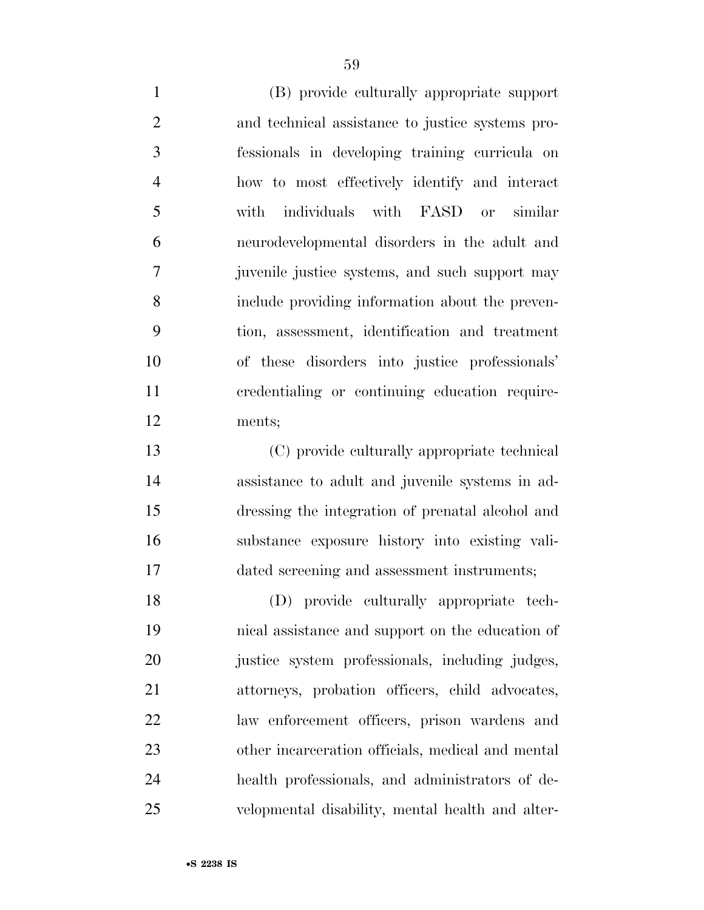(B) provide culturally appropriate support and technical assistance to justice systems professionals in developing training curricula on how to most effectively identify and interact with individuals with FASD or similar neurodevelopmental disorders in the adult and juvenile justice systems, and such support may include providing information about the prevention, assessment, identification and treatment of these disorders into justice professionals' credentialing or continuing education requirements;

(C) provide culturally appropriate technical assistance to adult and juvenile systems in addressing the integration of prenatal alcohol and substance exposure history into existing validated screening and assessment instruments;

(D) provide culturally appropriate technical assistance and support on the education of justice system professionals, including judges, attorneys, probation officers, child advocates, law enforcement officers, prison wardens and other incarceration officials, medical and mental health professionals, and administrators of developmental disability, mental health and alter-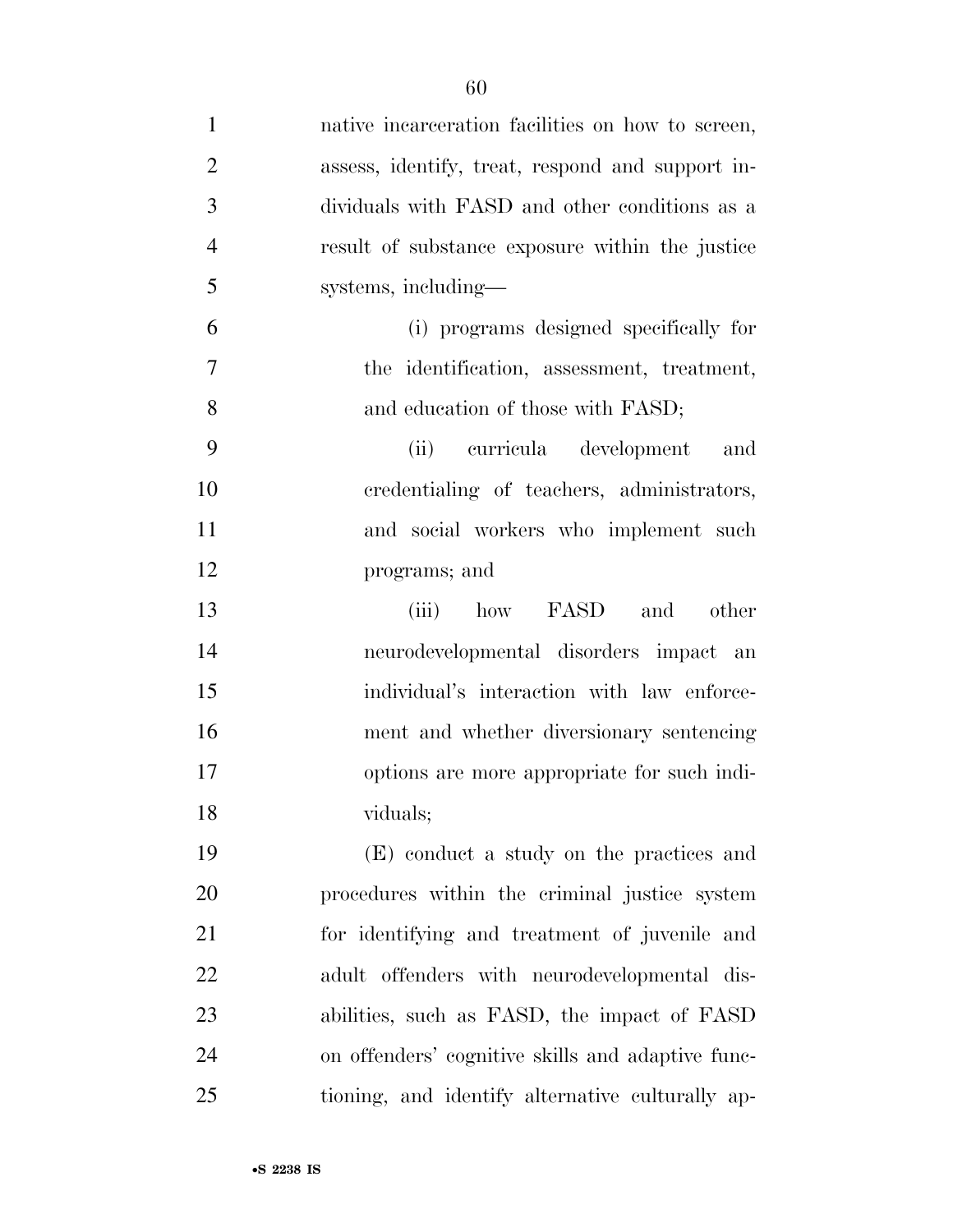native incarceration facilities on how to screen, assess, identify, treat, respond and support individuals with FASD and other conditions as a result of substance exposure within the justice systems, including—

(i) programs designed specifically for the identification, assessment, treatment, and education of those with FASD;

(ii) curricula development and credentialing of teachers, administrators, and social workers who implement such programs; and

(iii) how FASD and other neurodevelopmental disorders impact an individual's interaction with law enforcement and whether diversionary sentencing options are more appropriate for such individuals;

(E) conduct a study on the practices and procedures within the criminal justice system for identifying and treatment of juvenile and adult offenders with neurodevelopmental disabilities, such as FASD, the impact of FASD on offenders' cognitive skills and adaptive functioning, and identify alternative culturally ap-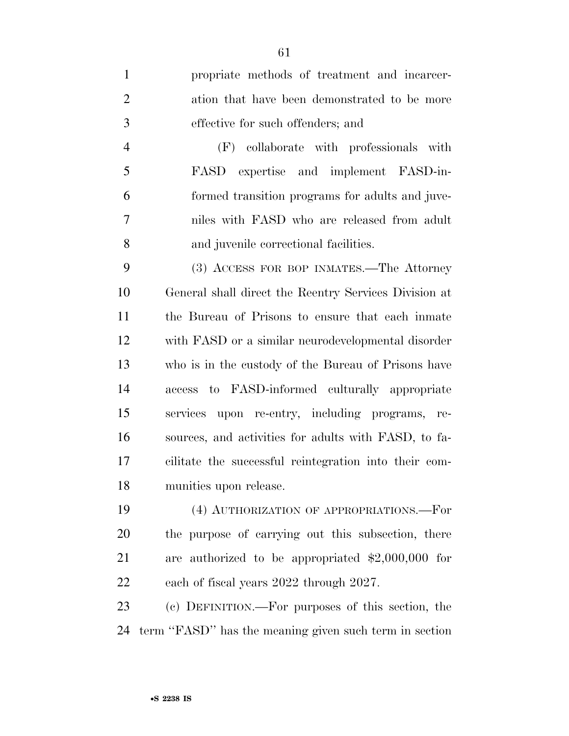propriate methods of treatment and incarceration that have been demonstrated to be more effective for such offenders; and

(F) collaborate with professionals with FASD expertise and implement FASD-informed transition programs for adults and juveniles with FASD who are released from adult and juvenile correctional facilities.

(3) ACCESS FOR BOP INMATES.—The Attorney General shall direct the Reentry Services Division at the Bureau of Prisons to ensure that each inmate with FASD or a similar neurodevelopmental disorder who is in the custody of the Bureau of Prisons have access to FASD-informed culturally appropriate services upon re-entry, including programs, resources, and activities for adults with FASD, to facilitate the successful reintegration into their communities upon release.

(4) AUTHORIZATION OF APPROPRIATIONS.—For the purpose of carrying out this subsection, there are authorized to be appropriated $2,000,000 for each of fiscal years 2022 through 2027.

(c) DEFINITION.—For purposes of this section, the term ''FASD'' has the meaning given such term in section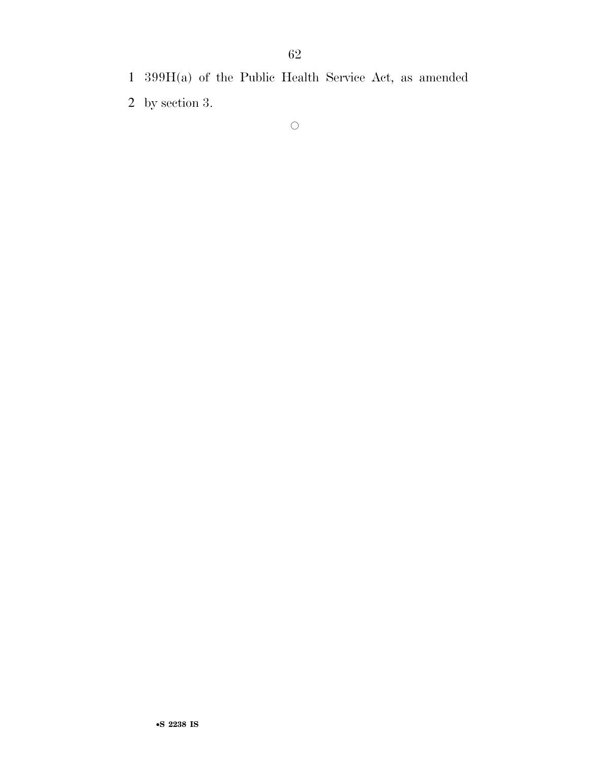399H(a) of the Public Health Service Act, as amended by section 3.

○